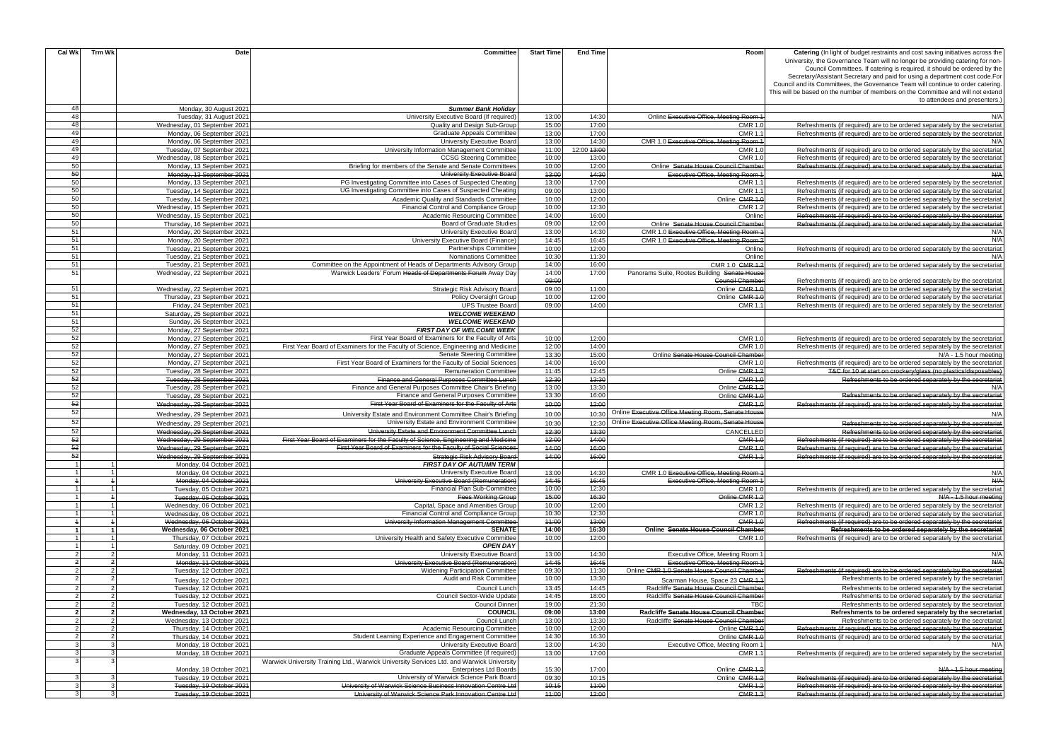| Cal Wk | Trm Wk | Date | Committee | Start Time | End Time | Room | Catering (In light of budget restraints and cost saving initiatives across the University, the Governance Team will no longer be providing catering for non-Council Committees. If catering is required, it should be ordered by the Secretary/Assistant Secretary and paid for using a department cost code.For Council and its Committees, the Governance Team will continue to order catering. This will be based on the number of members on the Committee and will not extend to attendees and presenters.) |
|---|---|---|---|---|---|---|---|
| 48 | | Monday, 30 August 2021 | ***Summer Bank Holiday*** | | | | |
| 48 | | Tuesday, 31 August 2021 | University Executive Board (If required) | 13:00 | 14:30 | Online ~~Executive Office, Meeting Room 1~~ | N/A |
| 48 | | Wednesday, 01 September 2021 | Quality and Design Sub-Group | 15:00 | 17:00 | CMR 1.0 | Refreshments (if required) are to be ordered separately by the secretariat |
| 49 | | Monday, 06 September 2021 | Graduate Appeals Committee | 13:00 | 17:00 | CMR 1.1 | Refreshments (if required) are to be ordered separately by the secretariat |
| 49 | | Monday, 06 September 2021 | University Executive Board | 13:00 | 14:30 | CMR 1.0 ~~Executive Office, Meeting Room 1~~ | N/A |
| 49 | | Tuesday, 07 September 2021 | University Information Management Committee | 11:00 | 12:00 ~~13:00~~ | CMR 1.0 | Refreshments (if required) are to be ordered separately by the secretariat |
| 49 | | Wednesday, 08 September 2021 | CCSG Steering Committee | 10:00 | 13:00 | CMR 1.0 | Refreshments (if required) are to be ordered separately by the secretariat |
| 50 | | Monday, 13 September 2021 | Briefing for members of the Senate and Senate Committees | 10:00 | 12:00 | Online ~~Senate House Council Chamber~~ | ~~Refreshments (if required) are to be ordered separately by the secretariat~~ |
| ~~50~~ | | ~~Monday, 13 September 2021~~ | ~~University Executive Board~~ | ~~13:00~~ | ~~14:30~~ | ~~Executive Office, Meeting Room 1~~ | ~~N/A~~ |
| 50 | | Monday, 13 September 2021 | PG Investigating Committee into Cases of Suspected Cheating | 13:00 | 17:00 | CMR 1.1 | Refreshments (if required) are to be ordered separately by the secretariat |
| 50 | | Tuesday, 14 September 2021 | UG Investigating Committee into Cases of Suspected Cheating | 09:00 | 13:00 | CMR 1.1 | Refreshments (if required) are to be ordered separately by the secretariat |
| 50 | | Tuesday, 14 September 2021 | Academic Quality and Standards Committee | 10:00 | 12:00 | Online ~~CMR 1.0~~ | Refreshments (if required) are to be ordered separately by the secretariat |
| 50 | | Wednesday, 15 September 2021 | Financial Control and Compliance Group | 10:00 | 12:30 | CMR 1.2 | Refreshments (if required) are to be ordered separately by the secretariat |
| 50 | | Wednesday, 15 September 2021 | Academic Resourcing Committee | 14:00 | 16:00 | Online | ~~Refreshments (if required) are to be ordered separately by the secretariat~~ |
| 50 | | Thursday, 16 September 2021 | Board of Graduate Studies | 09:00 | 12:00 | Online ~~Senate House Council Chamber~~ | ~~Refreshments (if required) are to be ordered separately by the secretariat~~ |
| 51 | | Monday, 20 September 2021 | University Executive Board | 13:00 | 14:30 | CMR 1.0 ~~Executive Office, Meeting Room 1~~ | N/A |
| 51 | | Monday, 20 September 2021 | University Executive Board (Finance) | 14:45 | 16:45 | CMR 1.0 ~~Executive Office, Meeting Room 2~~ | N/A |
| 51 | | Tuesday, 21 September 2021 | Partnerships Committee | 10:00 | 12:00 | Online | Refreshments (if required) are to be ordered separately by the secretariat |
| 51 | | Tuesday, 21 September 2021 | Nominations Committee | 10:30 | 11:30 | Online | N/A |
| 51 | | Tuesday, 21 September 2021 | Committee on the Appointment of Heads of Departments Advisory Group | 14:00 | 16:00 | CMR 1.0 ~~CMR 1.2~~ | Refreshments (if required) are to be ordered separately by the secretariat |
| 51 | | Wednesday, 22 September 2021 | Warwick Leaders' Forum ~~Heads of Departments Forum~~ Away Day | 14:00 ~~09:00~~ | 17:00 | Panorams Suite, Rootes Building ~~Senate House Council Chamber~~ | Refreshments (if required) are to be ordered separately by the secretariat |
| 51 | | Wednesday, 22 September 2021 | Strategic Risk Advisory Board | 09:00 | 11:00 | Online ~~CMR 1.0~~ | Refreshments (if required) are to be ordered separately by the secretariat |
| 51 | | Thursday, 23 September 2021 | Policy Oversight Group | 10:00 | 12:00 | Online ~~CMR 1.0~~ | Refreshments (if required) are to be ordered separately by the secretariat |
| 51 | | Friday, 24 September 2021 | UPS Trustee Board | 09:00 | 14:00 | CMR 1.1 | Refreshments (if required) are to be ordered separately by the secretariat |
| 51 | | Saturday, 25 September 2021 | ***WELCOME WEEKEND*** | | | | |
| 51 | | Sunday, 26 September 2021 | ***WELCOME WEEKEND*** | | | | |
| 52 | | Monday, 27 September 2021 | ***FIRST DAY OF WELCOME WEEK*** | | | | |
| 52 | | Monday, 27 September 2021 | First Year Board of Examiners for the Faculty of Arts | 10:00 | 12:00 | CMR 1.0 | Refreshments (if required) are to be ordered separately by the secretariat |
| 52 | | Monday, 27 September 2021 | First Year Board of Examiners for the Faculty of Science, Engineering and Medicine | 12:00 | 14:00 | CMR 1.0 | Refreshments (if required) are to be ordered separately by the secretariat |
| 52 | | Monday, 27 September 2021 | Senate Steering Committee | 13:30 | 15:00 | Online ~~Senate House Council Chamber~~ | N/A - 1.5 hour meeting |
| 52 | | Monday, 27 September 2021 | First Year Board of Examiners for the Faculty of Social Sciences | 14:00 | 16:00 | CMR 1.0 | Refreshments (if required) are to be ordered separately by the secretariat |
| 52 | | Tuesday, 28 September 2021 | Remuneration Committee | 11:45 | 12:45 | Online ~~CMR 1.2~~ | ~~T&C for 10 at start on crockery/glass (no plastics/disposables)~~ |
| ~~52~~ | | ~~Tuesday, 28 September 2021~~ | ~~Finance and General Purposes Committee Lunch~~ | ~~12:30~~ | ~~13:30~~ | ~~CMR 1.0~~ | ~~Refreshments to be ordered separately by the secretariat~~ |
| 52 | | Tuesday, 28 September 2021 | Finance and General Purposes Committee Chair's Briefing | 13:00 | 13:30 | Online ~~CMR 1.2~~ | N/A |
| 52 | | Tuesday, 28 September 2021 | Finance and General Purposes Committee | 13:30 | 16:00 | Online ~~CMR 1.0~~ | ~~Refreshments to be ordered separately by the secretariat~~ |
| ~~52~~ | | ~~Wednesday, 29 September 2021~~ | ~~First Year Board of Examiners for the Faculty of Arts~~ | ~~10:00~~ | ~~12:00~~ | ~~CMR 1.0~~ | ~~Refreshments (if required) are to be ordered separately by the secretariat~~ |
| 52 | | Wednesday, 29 September 2021 | University Estate and Environment Committee Chair's Briefing | 10:00 | 10:30 | Online ~~Executive Office Meeting Room, Senate House~~ | N/A |
| 52 | | Wednesday, 29 September 2021 | University Estate and Environment Committee | 10:30 | 12:30 | Online ~~Executive Office Meeting Room, Senate House~~ | ~~Refreshments to be ordered separately by the secretariat~~ |
| 52 | | ~~Wednesday, 29 September 2021~~ | ~~University Estate and Environment Committee Lunch~~ | ~~12:30~~ | ~~13:30~~ | CANCELLED | ~~Refreshments to be ordered separately by the secretariat~~ |
| ~~52~~ | | ~~Wednesday, 29 September 2021~~ | ~~First Year Board of Examiners for the Faculty of Science, Engineering and Medicine~~ | ~~12:00~~ | ~~14:00~~ | ~~CMR 1.0~~ | ~~Refreshments (if required) are to be ordered separately by the secretariat~~ |
| ~~52~~ | | ~~Wednesday, 29 September 2021~~ | ~~First Year Board of Examiners for the Faculty of Social Sciences~~ | ~~14:00~~ | ~~16:00~~ | ~~CMR 1.0~~ | ~~Refreshments (if required) are to be ordered separately by the secretariat~~ |
| ~~52~~ | | ~~Wednesday, 29 September 2021~~ | ~~Strategic Risk Advisory Board~~ | ~~14:00~~ | ~~16:00~~ | ~~CMR 1.1~~ | ~~Refreshments (if required) are to be ordered separately by the secretariat~~ |
| 1 | 1 | Monday, 04 October 2021 | ***FIRST DAY OF AUTUMN TERM*** | | | | |
| 1 | 1 | Monday, 04 October 2021 | University Executive Board | 13:00 | 14:30 | CMR 1.0 ~~Executive Office, Meeting Room 1~~ | N/A |
| ~~1~~ | ~~1~~ | ~~Monday, 04 October 2021~~ | ~~University Executive Board (Remuneration)~~ | ~~14:45~~ | ~~16:45~~ | ~~Executive Office, Meeting Room 1~~ | ~~N/A~~ |
| 1 | 1 | Tuesday, 05 October 2021 | Financial Plan Sub-Committee | 10:00 | 12:30 | CMR 1.0 | Refreshments (if required) are to be ordered separately by the secretariat |
| 1 | ~~1~~ | ~~Tuesday, 05 October 2021~~ | ~~Fees Working Group~~ | ~~15:00~~ | ~~16:30~~ | ~~Online CMR 1.2~~ | ~~N/A - 1.5 hour meeting~~ |
| 1 | 1 | Wednesday, 06 October 2021 | Capital, Space and Amenities Group | 10:00 | 12:00 | CMR 1.2 | Refreshments (if required) are to be ordered separately by the secretariat |
| 1 | 1 | Wednesday, 06 October 2021 | Financial Control and Compliance Group | 10:30 | 12:30 | CMR 1.0 | Refreshments (if required) are to be ordered separately by the secretariat |
| ~~1~~ | ~~1~~ | ~~Wednesday, 06 October 2021~~ | ~~University Information Management Committee~~ | ~~11:00~~ | ~~13:00~~ | ~~CMR 1.0~~ | ~~Refreshments (if required) are to be ordered separately by the secretariat~~ |
| **1** | **1** | **Wednesday, 06 October 2021** | **SENATE** | **14:00** | **16:30** | **Online ~~Senate House Council Chamber~~** | **Refreshments to be ordered separately by the secretariat** |
| 1 | 1 | Thursday, 07 October 2021 | University Health and Safety Executive Committee | 10:00 | 12:00 | CMR 1.0 | Refreshments (if required) are to be ordered separately by the secretariat |
| 1 | 1 | Saturday, 09 October 2021 | ***OPEN DAY*** | | | | |
| 2 | 2 | Monday, 11 October 2021 | University Executive Board | 13:00 | 14:30 | Executive Office, Meeting Room 1 | N/A |
| ~~2~~ | ~~2~~ | ~~Monday, 11 October 2021~~ | ~~University Executive Board (Remuneration)~~ | ~~14:45~~ | ~~16:45~~ | ~~Executive Office, Meeting Room 1~~ | ~~N/A~~ |
| 2 | 2 | Tuesday, 12 October 2021 | Widening Participation Committee | 09:30 | 11:30 | Online ~~CMR 1.0 Senate House Council Chamber~~ | ~~Refreshments (if required) are to be ordered separately by the secretariat~~ |
| 2 | 2 | Tuesday, 12 October 2021 | Audit and Risk Committee | 10:00 | 13:30 | Scarman House, Space 23 ~~CMR 1.1~~ | Refreshments to be ordered separately by the secretariat |
| 2 | 2 | Tuesday, 12 October 2021 | Council Lunch | 13:45 | 14:45 | Radcliffe ~~Senate House Council Chamber~~ | Refreshments to be ordered separately by the secretariat |
| 2 | 2 | Tuesday, 12 October 2021 | Council Sector-Wide Update | 14:45 | 18:00 | Radcliffe ~~Senate House Council Chamber~~ | Refreshments to be ordered separately by the secretariat |
| 2 | 2 | Tuesday, 12 October 2021 | Council Dinner | 19:00 | 21:30 | TBC | Refreshments to be ordered separately by the secretariat |
| **2** | **2** | **Wednesday, 13 October 2021** | **COUNCIL** | **09:00** | **13:00** | **Radcliffe ~~Senate House Council Chamber~~** | **Refreshments to be ordered separately by the secretariat** |
| 2 | 2 | Wednesday, 13 October 2021 | Council Lunch | 13:00 | 13:30 | Radcliffe ~~Senate House Council Chamber~~ | Refreshments to be ordered separately by the secretariat |
| 2 | 2 | Thursday, 14 October 2021 | Academic Resourcing Committee | 10:00 | 12:00 | Online ~~CMR 1.0~~ | ~~Refreshments (if required) are to be ordered separately by the secretariat~~ |
| 2 | 2 | Thursday, 14 October 2021 | Student Learning Experience and Engagement Committee | 14:30 | 16:30 | Online ~~CMR 1.0~~ | Refreshments (if required) are to be ordered separately by the secretariat |
| 3 | 3 | Monday, 18 October 2021 | University Executive Board | 13:00 | 14:30 | Executive Office, Meeting Room 1 | N/A |
| 3 | 3 | Monday, 18 October 2021 | Graduate Appeals Committee (if required) | 13:00 | 17:00 | CMR 1.1 | Refreshments (if required) are to be ordered separately by the secretariat |
| 3 | 3 | Monday, 18 October 2021 | Warwick University Training Ltd., Warwick University Services Ltd. and Warwick University Enterprises Ltd Boards | 15:30 | 17:00 | Online ~~CMR 1.2~~ | ~~N/A - 1.5 hour meeting~~ |
| 3 | 3 | Tuesday, 19 October 2021 | University of Warwick Science Park Board | 09:30 | 10:15 | Online ~~CMR 1.2~~ | ~~Refreshments (if required) are to be ordered separately by the secretariat~~ |
| 3 | 3 | ~~Tuesday, 19 October 2021~~ | ~~University of Warwick Science Business Innovation Centre Ltd~~ | ~~10:15~~ | ~~11:00~~ | ~~CMR 1.2~~ | ~~Refreshments (if required) are to be ordered separately by the secretariat~~ |
| 3 | 3 | ~~Tuesday, 19 October 2021~~ | ~~University of Warwick Science Park Innovation Centre Ltd~~ | ~~11:00~~ | ~~12:00~~ | ~~CMR 1.3~~ | ~~Refreshments (if required) are to be ordered separately by the secretariat~~ |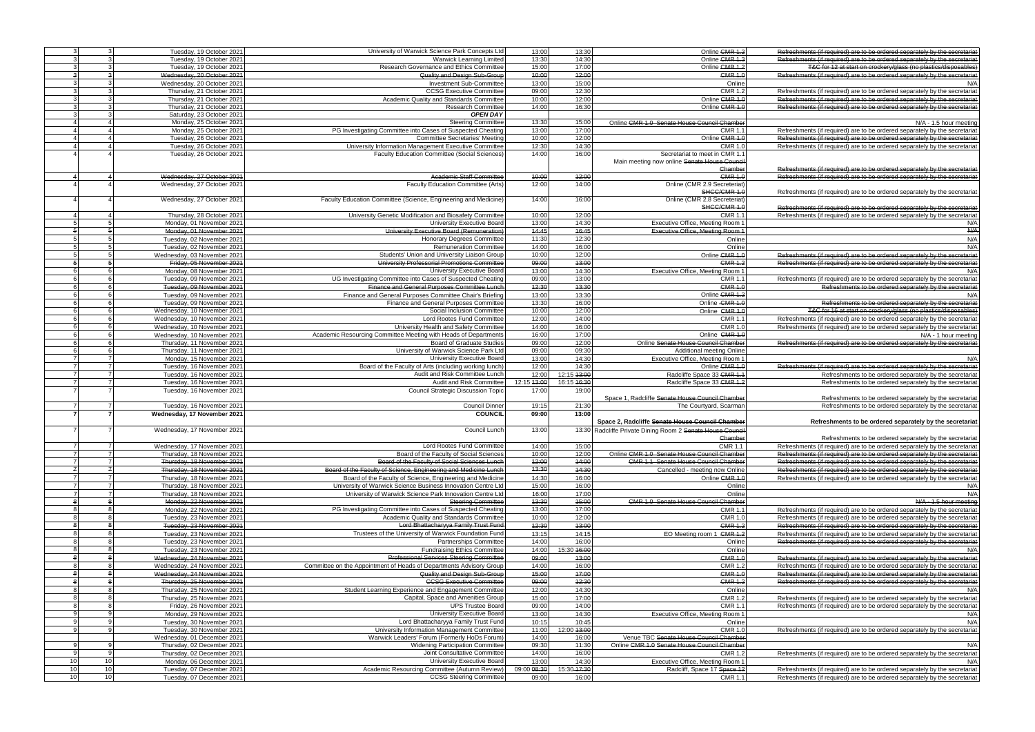| | | | | | | | |
|---|---|---|---|---|---|---|---|
| 3 | 3 | Tuesday, 19 October 2021 | University of Warwick Science Park Concepts Ltd | 13:00 | 13:30 | Online CMR 1.2 | Refreshments (if required) are to be ordered separately by the secretariat |
| 3 | 3 | Tuesday, 19 October 2021 | Warwick Learning Limited | 13:30 | 14:30 | Online CMR 1.3 | Refreshments (if required) are to be ordered separately by the secretariat |
| 3 | 3 | Tuesday, 19 October 2021 | Research Governance and Ethics Committee | 15:00 | 17:00 | Online CMR 1.2 | T&C for 12 at start on crockery/glass (no plastics/disposables) |
| 3 | 3 | Wednesday, 20 October 2021 | Quality and Design Sub-Group | 10:00 | 12:00 | CMR 1.0 | Refreshments (if required) are to be ordered separately by the secretariat |
| 3 | 3 | Wednesday, 20 October 2021 | Investment Sub-Committee | 13:00 | 15:00 | Online | N/A |
| 3 | 3 | Thursday, 21 October 2021 | CCSG Executive Committee | 09:00 | 12:30 | CMR 1.2 | Refreshments (if required) are to be ordered separately by the secretariat |
| 3 | 3 | Thursday, 21 October 2021 | Academic Quality and Standards Committee | 10:00 | 12:00 | Online CMR 1.0 | Refreshments (if required) are to be ordered separately by the secretariat |
| 3 | 3 | Thursday, 21 October 2021 | Research Committee | 14:00 | 16:30 | Online CMR 1.0 | Refreshments (if required) are to be ordered separately by the secretariat |
| 3 | 3 | Saturday, 23 October 2021 | ***OPEN DAY*** | | | | |
| 4 | 4 | Monday, 25 October 2021 | Steering Committee | 13:30 | 15:00 | Online CMR 1.0 Senate House Council Chamber | N/A - 1.5 hour meeting |
| 4 | 4 | Monday, 25 October 2021 | PG Investigating Committee into Cases of Suspected Cheating | 13:00 | 17:00 | CMR 1.1 | Refreshments (if required) are to be ordered separately by the secretariat |
| 4 | 4 | Tuesday, 26 October 2021 | Committee Secretaries' Meeting | 10:00 | 12:00 | Online CMR 1.0 | Refreshments (if required) are to be ordered separately by the secretariat |
| 4 | 4 | Tuesday, 26 October 2021 | University Information Management Executive Committee | 12:30 | 14:30 | CMR 1.0 | Refreshments (if required) are to be ordered separately by the secretariat |
| 4 | 4 | Tuesday, 26 October 2021 | Faculty Education Committee (Social Sciences) | 14:00 | 16:00 | Secretariat to meet in CMR 1.1 Main meeting now online Senate House Council Chamber | Refreshments (if required) are to be ordered separately by the secretariat |
| 4 | 4 | Wednesday, 27 October 2021 | Academic Staff Committee | 10:00 | 12:00 | CMR 1.0 | Refreshments (if required) are to be ordered separately by the secretariat |
| 4 | 4 | Wednesday, 27 October 2021 | Faculty Education Committee (Arts) | 12:00 | 14:00 | Online (CMR 2.9 Secretariat) SHCC/CMR 1.0 | Refreshments (if required) are to be ordered separately by the secretariat |
| 4 | 4 | Wednesday, 27 October 2021 | Faculty Education Committee (Science, Engineering and Medicine) | 14:00 | 16:00 | Online (CMR 2.8 Secretariat) SHCC/CMR 1.0 | Refreshments (if required) are to be ordered separately by the secretariat |
| 4 | 4 | Thursday, 28 October 2021 | University Genetic Modification and Biosafety Committee | 10:00 | 12:00 | CMR 1.1 | Refreshments (if required) are to be ordered separately by the secretariat |
| 5 | 5 | Monday, 01 November 2021 | University Executive Board | 13:00 | 14:30 | Executive Office, Meeting Room 1 | N/A |
| 5 | 5 | Monday, 01 November 2021 | University Executive Board (Remuneration) | 14:45 | 16:45 | Executive Office, Meeting Room 1 | N/A |
| 5 | 5 | Tuesday, 02 November 2021 | Honorary Degrees Committee | 11:30 | 12:30 | Online | N/A |
| 5 | 5 | Tuesday, 02 November 2021 | Remuneration Committee | 14:00 | 16:00 | Online | N/A |
| 5 | 5 | Wednesday, 03 November 2021 | Students' Union and University Liaison Group | 10:00 | 12:00 | Online CMR 1.0 | Refreshments (if required) are to be ordered separately by the secretariat |
| 5 | 5 | Friday, 05 November 2021 | University Professorial Promotions Committee | 09:00 | 13:00 | CMR 1.2 | Refreshments (if required) are to be ordered separately by the secretariat |
| 6 | 6 | Monday, 08 November 2021 | University Executive Board | 13:00 | 14:30 | Executive Office, Meeting Room 1 | N/A |
| 6 | 6 | Tuesday, 09 November 2021 | UG Investigating Committee into Cases of Suspected Cheating | 09:00 | 13:00 | CMR 1.1 | Refreshments (if required) are to be ordered separately by the secretariat |
| 6 | 6 | Tuesday, 09 November 2021 | Finance and General Purposes Committee Lunch | 12:30 | 13:30 | CMR 1.0 | Refreshments to be ordered separately by the secretariat |
| 6 | 6 | Tuesday, 09 November 2021 | Finance and General Purposes Committee Chair's Briefing | 13:00 | 13:30 | Online CMR 1.2 | N/A |
| 6 | 6 | Tuesday, 09 November 2021 | Finance and General Purposes Committee | 13:30 | 16:00 | Online CMR 1.0 | Refreshments to be ordered separately by the secretariat |
| 6 | 6 | Wednesday, 10 November 2021 | Social Inclusion Committee | 10:00 | 12:00 | Online CMR 1.0 | T&C for 16 at start on crockery/glass (no plastics/disposables) |
| 6 | 6 | Wednesday, 10 November 2021 | Lord Rootes Fund Committee | 12:00 | 14:00 | CMR 1.1 | Refreshments (if required) are to be ordered separately by the secretariat |
| 6 | 6 | Wednesday, 10 November 2021 | University Health and Safety Committee | 14:00 | 16:00 | CMR 1.0 | Refreshments (if required) are to be ordered separately by the secretariat |
| 6 | 6 | Wednesday, 10 November 2021 | Academic Resourcing Committee Meeting with Heads of Departments | 16:00 | 17:00 | Online CMR 1.0 | N/A - 1 hour meeting |
| 6 | 6 | Thursday, 11 November 2021 | Board of Graduate Studies | 09:00 | 12:00 | Online Senate House Council Chamber | Refreshments (if required) are to be ordered separately by the secretariat |
| 6 | 6 | Thursday, 11 November 2021 | University of Warwick Science Park Ltd | 09:00 | 09:30 | Additional meeting Online | |
| 7 | 7 | Monday, 15 November 2021 | University Executive Board | 13:00 | 14:30 | Executive Office, Meeting Room 1 | N/A |
| 7 | 7 | Tuesday, 16 November 2021 | Board of the Faculty of Arts (including working lunch) | 12:00 | 14:30 | Online CMR 1.0 | Refreshments (if required) are to be ordered separately by the secretariat |
| 7 | 7 | Tuesday, 16 November 2021 | Audit and Risk Committee Lunch | 12:00 | 12:15 13:00 | Radcliffe Space 33 CMR 1.1 | Refreshments to be ordered separately by the secretariat |
| 7 | 7 | Tuesday, 16 November 2021 | Audit and Risk Committee | 12:15 13:00 | 16:15 16:30 | Radcliffe Space 33 CMR 1.2 | Refreshments to be ordered separately by the secretariat |
| 7 | 7 | Tuesday, 16 November 2021 | Council Strategic Discussion Topic | 17:00 | 19:00 | Space 1, Radcliffe Senate House Council Chamber | Refreshments to be ordered separately by the secretariat |
| 7 | 7 | Tuesday, 16 November 2021 | Council Dinner | 19:15 | 21:30 | The Courtyard, Scarman | Refreshments to be ordered separately by the secretariat |
| **7** | **7** | **Wednesday, 17 November 2021** | **COUNCIL** | **09:00** | **13:00** | **Space 2, Radcliffe Senate House Council Chamber** | **Refreshments to be ordered separately by the secretariat** |
| 7 | 7 | Wednesday, 17 November 2021 | Council Lunch | 13:00 | 13:30 | Radcliffe Private Dining Room 2 Senate House Council Chamber | Refreshments to be ordered separately by the secretariat |
| 7 | 7 | Wednesday, 17 November 2021 | Lord Rootes Fund Committee | 14:00 | 15:00 | CMR 1.1 | Refreshments (if required) are to be ordered separately by the secretariat |
| 7 | 7 | Thursday, 18 November 2021 | Board of the Faculty of Social Sciences | 10:00 | 12:00 | Online CMR 1.0 Senate House Council Chamber | Refreshments (if required) are to be ordered separately by the secretariat |
| 7 | 7 | Thursday, 18 November 2021 | Board of the Faculty of Social Sciences Lunch | 12:00 | 14:00 | CMR 1.1 Senate House Council Chamber | Refreshments (if required) are to be ordered separately by the secretariat |
| 7 | 7 | Thursday, 18 November 2021 | Board of the Faculty of Science, Engineering and Medicine Lunch | 13:30 | 14:30 | Cancelled - meeting now Online | Refreshments (if required) are to be ordered separately by the secretariat |
| 7 | 7 | Thursday, 18 November 2021 | Board of the Faculty of Science, Engineering and Medicine | 14:30 | 16:00 | Online CMR 1.0 | Refreshments (if required) are to be ordered separately by the secretariat |
| 7 | 7 | Thursday, 18 November 2021 | University of Warwick Science Business Innovation Centre Ltd | 15:00 | 16:00 | Online | N/A |
| 7 | 7 | Thursday, 18 November 2021 | University of Warwick Science Park Innovation Centre Ltd | 16:00 | 17:00 | Online | N/A |
| 8 | 8 | Monday, 22 November 2021 | Steering Committee | 13:30 | 15:00 | CMR 1.0 Senate House Council Chamber | N/A - 1.5 hour meeting |
| 8 | 8 | Monday, 22 November 2021 | PG Investigating Committee into Cases of Suspected Cheating | 13:00 | 17:00 | CMR 1.1 | Refreshments (if required) are to be ordered separately by the secretariat |
| 8 | 8 | Tuesday, 23 November 2021 | Academic Quality and Standards Committee | 10:00 | 12:00 | CMR 1.0 | Refreshments (if required) are to be ordered separately by the secretariat |
| 8 | 8 | Tuesday, 23 November 2021 | Lord Bhattacharyya Family Trust Fund | 12:30 | 13:00 | CMR 1.2 | Refreshments (if required) are to be ordered separately by the secretariat |
| 8 | 8 | Tuesday, 23 November 2021 | Trustees of the University of Warwick Foundation Fund | 13:15 | 14:15 | EO Meeting room 1 CMR 1.2 | Refreshments (if required) are to be ordered separately by the secretariat |
| 8 | 8 | Tuesday, 23 November 2021 | Partnerships Committee | 14:00 | 16:00 | Online | Refreshments (if required) are to be ordered separately by the secretariat |
| 8 | 8 | Tuesday, 23 November 2021 | Fundraising Ethics Committee | 14:00 | 15:30 16:00 | Online | N/A |
| 8 | 8 | Wednesday, 24 November 2021 | Professional Services Steering Committee | 09:00 | 13:00 | CMR 1.0 | Refreshments (if required) are to be ordered separately by the secretariat |
| 8 | 8 | Wednesday, 24 November 2021 | Committee on the Appointment of Heads of Departments Advisory Group | 14:00 | 16:00 | CMR 1.2 | Refreshments (if required) are to be ordered separately by the secretariat |
| 8 | 8 | Wednesday, 24 November 2021 | Quality and Design Sub-Group | 15:00 | 17:00 | CMR 1.0 | Refreshments (if required) are to be ordered separately by the secretariat |
| 8 | 8 | Thursday, 25 November 2021 | CCSG Executive Committee | 09:00 | 12:30 | CMR 1.2 | Refreshments (if required) are to be ordered separately by the secretariat |
| 8 | 8 | Thursday, 25 November 2021 | Student Learning Experience and Engagement Committee | 12:00 | 14:30 | Online | N/A |
| 8 | 8 | Thursday, 25 November 2021 | Capital, Space and Amenities Group | 15:00 | 17:00 | CMR 1.2 | Refreshments (if required) are to be ordered separately by the secretariat |
| 8 | 8 | Friday, 26 November 2021 | UPS Trustee Board | 09:00 | 14:00 | CMR 1.1 | Refreshments (if required) are to be ordered separately by the secretariat |
| 9 | 9 | Monday, 29 November 2021 | University Executive Board | 13:00 | 14:30 | Executive Office, Meeting Room 1 | N/A |
| 9 | 9 | Tuesday, 30 November 2021 | Lord Bhattacharyya Family Trust Fund | 10:15 | 10:45 | Online | N/A |
| 9 | 9 | Tuesday, 30 November 2021 | University Information Management Committee | 11:00 | 12:00 13:00 | CMR 1.0 | Refreshments (if required) are to be ordered separately by the secretariat |
| | | Wednesday, 01 December 2021 | Warwick Leaders' Forum (Formerly HoDs Forum) | 14:00 | 16:00 | Venue TBC Senate House Council Chamber | |
| 9 | 9 | Thursday, 02 December 2021 | Widening Participation Committee | 09:30 | 11:30 | Online CMR 1.0 Senate House Council Chamber | N/A |
| 9 | 9 | Thursday, 02 December 2021 | Joint Consultative Committee | 14:00 | 16:00 | CMR 1.2 | Refreshments (if required) are to be ordered separately by the secretariat |
| 10 | 10 | Monday, 06 December 2021 | University Executive Board | 13:00 | 14:30 | Executive Office, Meeting Room 1 | N/A |
| 10 | 10 | Tuesday, 07 December 2021 | Academic Resourcing Committee (Autumn Review) | 09:00 08:30 | 15:30 17:30 | Radcliff, Space 17 Space 12 | Refreshments (if required) are to be ordered separately by the secretariat |
| 10 | 10 | Tuesday, 07 December 2021 | CCSG Steering Committee | 09:00 | 16:00 | CMR 1.1 | Refreshments (if required) are to be ordered separately by the secretariat |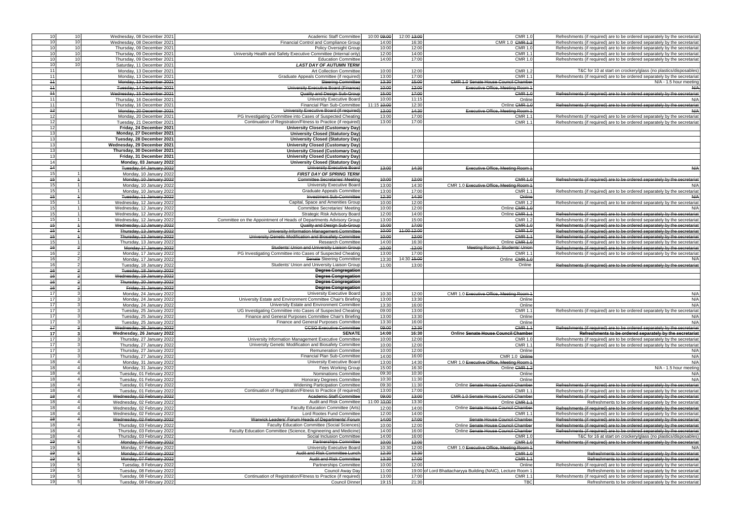| | | | | | | | |
|---|---|---|---|---|---|---|---|
| 10 | 10 | Wednesday, 08 December 2021 | Academic Staff Committee | 10:00 ~~09:00~~ | 12:00 ~~13:00~~ | CMR 1.0 | Refreshments (if required) are to be ordered separately by the secretariat |
| 10 | 10 | Wednesday, 08 December 2021 | Financial Control and Compliance Group | 14:00 | 16:30 | CMR 1.0 ~~CMR 1.2~~ | Refreshments (if required) are to be ordered separately by the secretariat |
| 10 | 10 | Thursday, 09 December 2021 | Policy Oversight Group | 10:00 | 12:00 | CMR 1.0 | Refreshments (if required) are to be ordered separately by the secretariat |
| 10 | 10 | Thursday, 09 December 2021 | University Health and Safety Executive Committee (Internal only) | 12:00 | 14:00 | CMR 1.1 | Refreshments (if required) are to be ordered separately by the secretariat |
| 10 | 10 | Thursday, 09 December 2021 | Education Committee | 14:00 | 17:00 | CMR 1.0 | Refreshments (if required) are to be ordered separately by the secretariat |
| 10 | 10 | Saturday, 11 December 2021 | ***LAST DAY OF AUTUMN TERM*** | | | | |
| 11 | | Monday, 13 December 2021 | Art Collection Committee | 10:00 | 12:00 | CMR 1.2 | T&C for 10 at start on crockery/glass (no plastics/disposables) |
| 11 | | Monday, 13 December 2021 | Graduate Appeals Committee (if required) | 13:00 | 17:00 | CMR 1.1 | Refreshments (if required) are to be ordered separately by the secretariat |
| ~~11~~ | | ~~Monday, 13 December 2021~~ | ~~Steering Committee~~ | ~~13:30~~ | ~~15:00~~ | ~~CMR 1.0 Senate House Council Chamber~~ | N/A - 1.5 hour meeting |
| ~~11~~ | | ~~Tuesday, 14 December 2021~~ | ~~University Executive Board (Finance)~~ | ~~10:00~~ | ~~12:00~~ | ~~Executive Office, Meeting Room 1~~ | ~~N/A~~ |
| ~~11~~ | | ~~Wednesday, 15 December 2021~~ | ~~Quality and Design Sub-Group~~ | ~~15:00~~ | ~~17:00~~ | ~~CMR 1.0~~ | ~~Refreshments (if required) are to be ordered separately by the secretariat~~ |
| 11 | | Thursday, 16 December 2021 | University Executive Board | 10:00 | 11:15 | Online | N/A |
| 11 | | Thursday, 16 December 2021 | Financial Plan Sub-Committee | 11:15 ~~10:00~~ | 12:30 | Online ~~CMR 1.0~~ | ~~Refreshments (if required) are to be ordered separately by the secretariat~~ |
| ~~12~~ | | ~~Monday, 20 December 2021~~ | ~~University Executive Board (if required)~~ | ~~13:00~~ | ~~14:30~~ | ~~Executive Office, Meeting Room 1~~ | ~~N/A~~ |
| 12 | | Monday, 20 December 2021 | PG Investigating Committee into Cases of Suspected Cheating | 13:00 | 17:00 | CMR 1.1 | Refreshments (if required) are to be ordered separately by the secretariat |
| 12 | | Tuesday, 21 December 2021 | Continuation of Registration/Fitness to Practice (if required) | 13:00 | 17:00 | CMR 1.1 | Refreshments (if required) are to be ordered separately by the secretariat |
| 12 | | **Friday, 24 December 2021** | **University Closed (Customary Day)** | | | | |
| 13 | | **Monday, 27 December 2021** | **University Closed (Statutory Day)** | | | | |
| 13 | | **Tuesday, 28 December 2021** | **University Closed (Statutory Day)** | | | | |
| 13 | | **Wednesday, 29 December 2021** | **University Closed (Customary Day)** | | | | |
| 13 | | **Thursday, 30 December 2021** | **University Closed (Customary Day)** | | | | |
| 13 | | **Friday, 31 December 2021** | **University Closed (Customary Day)** | | | | |
| 14 | | **Monday, 03 January 2022** | **University Closed (Statutory Day)** | | | | |
| ~~14~~ | | ~~Tuesday, 04 January 2022~~ | ~~University Executive Board~~ | ~~13:00~~ | ~~14:30~~ | ~~Executive Office, Meeting Room 1~~ | ~~N/A~~ |
| 15 | 1 | Monday, 10 January 2022 | ***FIRST DAY OF SPRING TERM*** | | | | |
| ~~15~~ | ~~1~~ | ~~Monday, 10 January 2022~~ | ~~Committee Secretaries' Meeting~~ | ~~10:00~~ | ~~12:00~~ | ~~CMR 1.0~~ | ~~Refreshments (if required) are to be ordered separately by the secretariat~~ |
| 15 | 1 | Monday, 10 January 2022 | University Executive Board | 13:00 | 14:30 | CMR 1.0 ~~Executive Office, Meeting Room 1~~ | N/A |
| 15 | 1 | Monday, 10 January 2022 | Graduate Appeals Committee | 13:00 | 17:00 | CMR 1.1 | Refreshments (if required) are to be ordered separately by the secretariat |
| ~~15~~ | ~~1~~ | ~~Tuesday, 11 January 2022~~ | ~~Investment Sub-Committee~~ | ~~12:30~~ | ~~14:30~~ | ~~Online~~ | ~~N/A~~ |
| 15 | 1 | Wednesday, 12 January 2022 | Capital, Space and Amenities Group | 10:00 | 12:00 | CMR 1.2 | Refreshments (if required) are to be ordered separately by the secretariat |
| 15 | 1 | Wednesday, 12 January 2022 | Committee Secretaries' Meeting | 10:00 | 12:00 | Online ~~CMR 1.0~~ | N/A |
| 15 | 1 | Wednesday, 12 January 2022 | Strategic Risk Advisory Board | 12:00 | 14:00 | Online ~~CMR 1.2~~ | ~~Refreshments (if required) are to be ordered separately by the secretariat~~ |
| 15 | 1 | Wednesday, 12 January 2022 | Committee on the Appointment of Heads of Departments Advisory Group | 13:00 | 15:00 | CMR 1.2 | Refreshments (if required) are to be ordered separately by the secretariat |
| ~~15~~ | ~~1~~ | ~~Wednesday, 12 January 2022~~ | ~~Quality and Design Sub-Group~~ | ~~15:00~~ | ~~17:00~~ | ~~CMR 1.0~~ | ~~Refreshments (if required) are to be ordered separately by the secretariat~~ |
| ~~15~~ | ~~1~~ | ~~Thursday, 13 January 2022~~ | ~~University Information Management Committee~~ | ~~10:00~~ | ~~11:00 12:00~~ | ~~CMR 1.0~~ | ~~Refreshments (if required) are to be ordered separately by the secretariat~~ |
| ~~15~~ | ~~1~~ | ~~Thursday, 13 January 2022~~ | ~~University Genetic Modification and Biosafety Committee~~ | ~~10:00~~ | ~~12:00~~ | ~~CMR 1.1~~ | ~~Refreshments (if required) are to be ordered separately by the secretariat~~ |
| 15 | 1 | Thursday, 13 January 2022 | Research Committee | 14:00 | 16:30 | Online ~~CMR 1.0~~ | Refreshments (if required) are to be ordered separately by the secretariat |
| ~~16~~ | ~~2~~ | ~~Monday, 17 January 2022~~ | ~~Students' Union and University Liaison Group~~ | ~~10:00~~ | ~~12:00~~ | ~~Meeting Room 2, Students' Union~~ | ~~Refreshments (if required) are to be ordered separately by the secretariat~~ |
| 16 | 2 | Monday, 17 January 2022 | PG Investigating Committee into Cases of Suspected Cheating | 13:00 | 17:00 | CMR 1.1 | Refreshments (if required) are to be ordered separately by the secretariat |
| 16 | 2 | Monday, 17 January 2022 | ~~Senate~~ Steering Committee | 13:30 | 14:30 ~~15:00~~ | Online ~~CMR 1.0~~ | N/A |
| 16 | 2 | Tuesday, 18 January 2022 | Students' Union and University Liaison Group | 11:00 | 13:00 | Online | ~~Refreshments (if required) are to be ordered separately by the secretariat~~ |
| ~~16~~ | ~~2~~ | ~~Tuesday, 18 January 2022~~ | ~~**Degree Congregation**~~ | | | | |
| ~~16~~ | ~~2~~ | ~~Wednesday, 19 January 2022~~ | ~~**Degree Congregation**~~ | | | | |
| ~~16~~ | ~~2~~ | ~~Thursday, 20 January 2022~~ | ~~**Degree Congregation**~~ | | | | |
| ~~16~~ | ~~2~~ | ~~Friday, 21 January 2022~~ | ~~**Degree Congregation**~~ | | | | |
| 17 | 3 | Monday, 24 January 2022 | University Executive Board | 10:30 | 12:00 | CMR 1.0 ~~Executive Office, Meeting Room 1~~ | N/A |
| 17 | 3 | Monday, 24 January 2022 | University Estate and Environment Committee Chair's Briefing | 13:00 | 13:30 | Online | N/A |
| 17 | 3 | Monday, 24 January 2022 | University Estate and Environment Committee | 13:30 | 16:00 | Online | N/A |
| 17 | 3 | Tuesday, 25 January 2022 | UG Investigating Committee into Cases of Suspected Cheating | 09:00 | 13:00 | CMR 1.1 | Refreshments (if required) are to be ordered separately by the secretariat |
| 17 | 3 | Tuesday, 25 January 2022 | Finance and General Purposes Committee Chair's Briefing | 13:00 | 13:30 | Online | N/A |
| 17 | 3 | Tuesday, 25 January 2022 | Finance and General Purposes Committee | 13:30 | 16:00 | Online | N/A |
| ~~17~~ | ~~3~~ | ~~Wednesday, 26 January 2022~~ | ~~CCSG Executive Committee~~ | ~~09:00~~ | ~~12:30~~ | ~~CMR 1.1~~ | ~~Refreshments (if required) are to be ordered separately by the secretariat~~ |
| **17** | **3** | **Wednesday, 26 January 2022** | **SENATE** | **14:00** | **16:30** | **Online ~~Senate House Council Chamber~~** | **~~Refreshments to be ordered separately by the secretariat~~** |
| 17 | 3 | Thursday, 27 January 2022 | University Information Management Executive Committee | 10:00 | 12:00 | CMR 1.0 | Refreshments (if required) are to be ordered separately by the secretariat |
| 17 | 3 | Thursday, 27 January 2022 | University Genetic Modification and Biosafety Committee | 10:00 | 12:00 | CMR 1.1 | Refreshments (if required) are to be ordered separately by the secretariat |
| 17 | 3 | Thursday, 27 January 2022 | Remuneration Committee | 10:00 | 12:00 | Online | N/A |
| 17 | 3 | Thursday, 27 January 2022 | Financial Plan Sub-Committee | 14:00 | 16:00 | CMR 1.0 ~~Online~~ | N/A |
| 18 | 4 | Monday, 31 January 2022 | University Executive Board | 13:00 | 14:30 | CMR 1.0 ~~Executive Office, Meeting Room 1~~ | N/A |
| 18 | 4 | Monday, 31 January 2022 | Fees Working Group | 15:00 | 16:30 | Online ~~CMR 1.2~~ | N/A - 1.5 hour meeting |
| 18 | 4 | Tuesday, 01 February 2022 | Nominations Committee | 09:30 | 10:30 | Online | N/A |
| 18 | 4 | Tuesday, 01 February 2022 | Honorary Degrees Committee | 10:30 | 11:30 | Online | N/A |
| 18 | 4 | Tuesday, 01 February 2022 | Widening Participation Committee | 09:30 | 11:30 | Online ~~Senate House Council Chamber~~ | ~~Refreshments (if required) are to be ordered separately by the secretariat~~ |
| 18 | 4 | Tuesday, 01 February 2022 | Continuation of Registration/Fitness to Practice (if required) | 13:00 | 17:00 | CMR 1.1 | Refreshments (if required) are to be ordered separately by the secretariat |
| ~~18~~ | ~~4~~ | ~~Wednesday, 02 February 2022~~ | ~~Academic Staff Committee~~ | ~~09:00~~ | ~~13:00~~ | ~~CMR 1.0 Senate House Council Chamber~~ | ~~Refreshments (if required) are to be ordered separately by the secretariat~~ |
| 18 | 4 | Wednesday, 02 February 2022 | Audit and Risk Committee | 11:00 ~~10:00~~ | 13:30 | Online ~~CMR 1.1~~ | Refreshments to be ordered separately by the secretariat |
| 18 | 4 | Wednesday, 02 February 2022 | Faculty Education Committee (Arts) | 12:00 | 14:00 | Online ~~Senate House Council Chamber~~ | ~~Refreshments (if required) are to be ordered separately by the secretariat~~ |
| 18 | 4 | Wednesday, 02 February 2022 | Lord Rootes Fund Committee | 12:00 | 14:00 | CMR 1.1 | Refreshments (if required) are to be ordered separately by the secretariat |
| ~~18~~ | ~~4~~ | ~~Wednesday, 02 February 2022~~ | ~~Warwick Leaders' Forum Heads of Departments' Forum~~ | ~~14:00~~ | ~~17:00~~ | ~~Senate House Council Chamber~~ | ~~Refreshments (if required) are to be ordered separately by the secretariat~~ |
| 18 | 4 | Thursday, 03 February 2022 | Faculty Education Committee (Social Sciences) | 10:00 | 12:00 | Online ~~Senate House Council Chamber~~ | ~~Refreshments (if required) are to be ordered separately by the secretariat~~ |
| 18 | 4 | Thursday, 03 February 2022 | Faculty Education Committee (Science, Engineering and Medicine) | 14:00 | 16:00 | Online ~~Senate House Council Chamber~~ | ~~Refreshments (if required) are to be ordered separately by the secretariat~~ |
| 18 | 4 | Thursday, 03 February 2022 | Social Inclusion Committee | 14:00 | 16:00 | CMR 1.0 | T&C for 16 at start on crockery/glass (no plastics/disposables) |
| ~~19~~ | ~~5~~ | ~~Monday, 07 February 2022~~ | ~~Partnerships Committee~~ | ~~10:00~~ | ~~12:00~~ | ~~CMR 1.0~~ | ~~Refreshments (if required) are to be ordered separately by the secretariat~~ |
| 19 | 5 | Monday, 07 February 2022 | University Executive Board | 10:30 | 12:00 | CMR 1.0 ~~Executive Office, Meeting Room 1~~ | N/A |
| ~~19~~ | ~~5~~ | ~~Monday, 07 February 2022~~ | ~~Audit and Risk Committee Lunch~~ | ~~12:30~~ | ~~13:30~~ | ~~CMR 1.0~~ | ~~Refreshments to be ordered separately by the secretariat~~ |
| ~~19~~ | ~~5~~ | ~~Monday, 07 February 2022~~ | ~~Audit and Risk Committee~~ | ~~13:30~~ | ~~17:00~~ | ~~CMR 1.1~~ | ~~Refreshments to be ordered separately by the secretariat~~ |
| 19 | 5 | Tuesday, 8 February 2022 | Partnerships Committee | 10:00 | 12:00 | Online | Refreshments (if required) are to be ordered separately by the secretariat |
| 19 | 5 | Tuesday, 08 February 2022 | Council Away Day | 11:00 | 19:00 | of Lord Bhattacharyya Building (NAIC), Lecture Room 1 | Refreshments to be ordered separately by the secretariat |
| 19 | 5 | Tuesday, 08 February 2022 | Continuation of Registration/Fitness to Practice (if required) | 13:00 | 17:00 | CMR 1.1 | Refreshments (if required) are to be ordered separately by the secretariat |
| 19 | 5 | Tuesday, 08 February 2022 | Council Dinner | 19:15 | 21:30 | TBC | Refreshments to be ordered separately by the secretariat |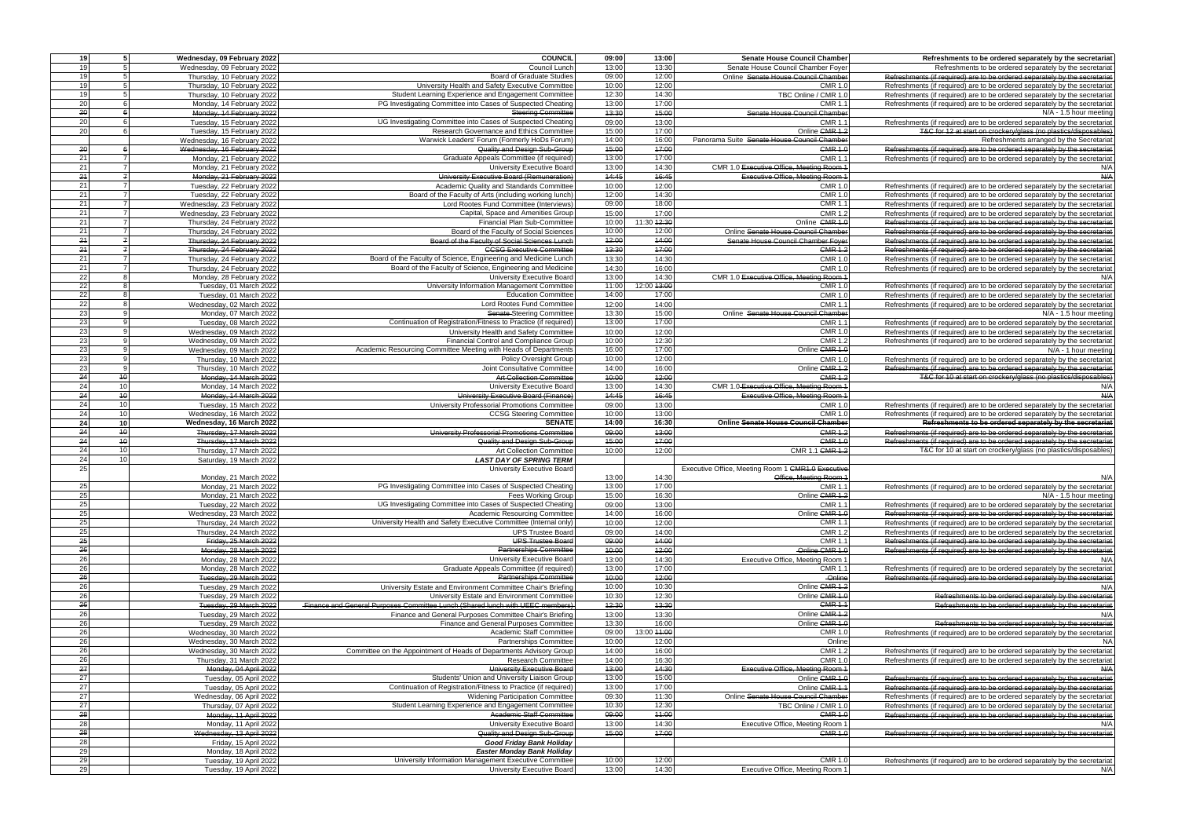| | | | | | | | |
|---|---|---|---|---|---|---|---|
| **19** | **5** | **Wednesday, 09 February 2022** | **COUNCIL** | **09:00** | **13:00** | **Senate House Council Chamber** | **Refreshments to be ordered separately by the secretariat** |
| 19 | 5 | Wednesday, 09 February 2022 | Council Lunch | 13:00 | 13:30 | Senate House Council Chamber Foyer | Refreshments to be ordered separately by the secretariat |
| 19 | 5 | Thursday, 10 February 2022 | Board of Graduate Studies | 09:00 | 12:00 | Online ~~Senate House Council Chamber~~ | ~~Refreshments (if required) are to be ordered separately by the secretariat~~ |
| 19 | 5 | Thursday, 10 February 2022 | University Health and Safety Executive Committee | 10:00 | 12:00 | CMR 1.0 | Refreshments (if required) are to be ordered separately by the secretariat |
| 19 | 5 | Thursday, 10 February 2022 | Student Learning Experience and Engagement Committee | 12:30 | 14:30 | TBC Online / CMR 1.0 | Refreshments (if required) are to be ordered separately by the secretariat |
| 20 | 6 | Monday, 14 February 2022 | PG Investigating Committee into Cases of Suspected Cheating | 13:00 | 17:00 | CMR 1.1 | Refreshments (if required) are to be ordered separately by the secretariat |
| ~~20~~ | ~~6~~ | ~~Monday, 14 February 2022~~ | ~~Steering Committee~~ | ~~13:30~~ | ~~15:00~~ | ~~Senate House Council Chamber~~ | N/A - 1.5 hour meeting |
| 20 | 6 | Tuesday, 15 February 2022 | UG Investigating Committee into Cases of Suspected Cheating | 09:00 | 13:00 | CMR 1.1 | Refreshments (if required) are to be ordered separately by the secretariat |
| 20 | 6 | Tuesday, 15 February 2022 | Research Governance and Ethics Committee | 15:00 | 17:00 | Online ~~CMR 1.2~~ | ~~T&C for 12 at start on crockery/glass (no plastics/disposables)~~ |
| | | Wednesday, 16 February 2022 | Warwick Leaders' Forum (Formerly HoDs Forum) | 14:00 | 16:00 | Panorama Suite ~~Senate House Council Chamber~~ | Refreshments arranged by the Secretariat |
| ~~20~~ | ~~6~~ | ~~Wednesday, 16 February 2022~~ | ~~Quality and Design Sub-Group~~ | ~~15:00~~ | ~~17:00~~ | ~~CMR 1.0~~ | ~~Refreshments (if required) are to be ordered separately by the secretariat~~ |
| 21 | 7 | Monday, 21 February 2022 | Graduate Appeals Committee (if required) | 13:00 | 17:00 | CMR 1.1 | Refreshments (if required) are to be ordered separately by the secretariat |
| 21 | 7 | Monday, 21 February 2022 | University Executive Board | 13:00 | 14:30 | CMR 1.0 ~~Executive Office, Meeting Room 1~~ | N/A |
| ~~21~~ | ~~7~~ | ~~Monday, 21 February 2022~~ | ~~University Executive Board (Remuneration)~~ | ~~14:45~~ | ~~16:45~~ | ~~Executive Office, Meeting Room 1~~ | ~~N/A~~ |
| 21 | 7 | Tuesday, 22 February 2022 | Academic Quality and Standards Committee | 10:00 | 12:00 | CMR 1.0 | Refreshments (if required) are to be ordered separately by the secretariat |
| 21 | 7 | Tuesday, 22 February 2022 | Board of the Faculty of Arts (including working lunch) | 12:00 | 14:30 | CMR 1.0 | Refreshments (if required) are to be ordered separately by the secretariat |
| 21 | 7 | Wednesday, 23 February 2022 | Lord Rootes Fund Committee (Interviews) | 09:00 | 18:00 | CMR 1.1 | Refreshments (if required) are to be ordered separately by the secretariat |
| 21 | 7 | Wednesday, 23 February 2022 | Capital, Space and Amenities Group | 15:00 | 17:00 | CMR 1.2 | Refreshments (if required) are to be ordered separately by the secretariat |
| 21 | 7 | Thursday, 24 February 2022 | Financial Plan Sub-Committee | 10:00 | 11:30 ~~12:30~~ | Online ~~CMR 1.0~~ | ~~Refreshments (if required) are to be ordered separately by the secretariat~~ |
| 21 | 7 | Thursday, 24 February 2022 | Board of the Faculty of Social Sciences | 10:00 | 12:00 | Online ~~Senate House Council Chamber~~ | ~~Refreshments (if required) are to be ordered separately by the secretariat~~ |
| ~~21~~ | ~~7~~ | ~~Thursday, 24 February 2022~~ | ~~Board of the Faculty of Social Sciences Lunch~~ | ~~12:00~~ | ~~14:00~~ | ~~Senate House Council Chamber Foyer~~ | ~~Refreshments (if required) are to be ordered separately by the secretariat~~ |
| ~~21~~ | ~~7~~ | ~~Thursday, 24 February 2022~~ | ~~CCSG Executive Committee~~ | ~~13:30~~ | ~~17:00~~ | ~~CMR 1.2~~ | ~~Refreshments (if required) are to be ordered separately by the secretariat~~ |
| 21 | 7 | Thursday, 24 February 2022 | Board of the Faculty of Science, Engineering and Medicine Lunch | 13:30 | 14:30 | CMR 1.0 | Refreshments (if required) are to be ordered separately by the secretariat |
| 21 | 7 | Thursday, 24 February 2022 | Board of the Faculty of Science, Engineering and Medicine | 14:30 | 16:00 | CMR 1.0 | Refreshments (if required) are to be ordered separately by the secretariat |
| 22 | 8 | Monday, 28 February 2022 | University Executive Board | 13:00 | 14:30 | CMR 1.0 ~~Executive Office, Meeting Room 1~~ | N/A |
| 22 | 8 | Tuesday, 01 March 2022 | University Information Management Committee | 11:00 | 12:00 ~~13:00~~ | CMR 1.0 | Refreshments (if required) are to be ordered separately by the secretariat |
| 22 | 8 | Tuesday, 01 March 2022 | Education Committee | 14:00 | 17:00 | CMR 1.0 | Refreshments (if required) are to be ordered separately by the secretariat |
| 22 | 8 | Wednesday, 02 March 2022 | Lord Rootes Fund Committee | 12:00 | 14:00 | CMR 1.1 | Refreshments (if required) are to be ordered separately by the secretariat |
| 23 | 9 | Monday, 07 March 2022 | ~~Senate~~ Steering Committee | 13:30 | 15:00 | Online ~~Senate House Council Chamber~~ | N/A - 1.5 hour meeting |
| 23 | 9 | Tuesday, 08 March 2022 | Continuation of Registration/Fitness to Practice (if required) | 13:00 | 17:00 | CMR 1.1 | Refreshments (if required) are to be ordered separately by the secretariat |
| 23 | 9 | Wednesday, 09 March 2022 | University Health and Safety Committee | 10:00 | 12:00 | CMR 1.0 | Refreshments (if required) are to be ordered separately by the secretariat |
| 23 | 9 | Wednesday, 09 March 2022 | Financial Control and Compliance Group | 10:00 | 12:30 | CMR 1.2 | Refreshments (if required) are to be ordered separately by the secretariat |
| 23 | 9 | Wednesday, 09 March 2022 | Academic Resourcing Committee Meeting with Heads of Departments | 16:00 | 17:00 | Online ~~CMR 1.0~~ | N/A - 1 hour meeting |
| 23 | 9 | Thursday, 10 March 2022 | Policy Oversight Group | 10:00 | 12:00 | CMR 1.0 | Refreshments (if required) are to be ordered separately by the secretariat |
| 23 | 9 | Thursday, 10 March 2022 | Joint Consultative Committee | 14:00 | 16:00 | Online ~~CMR 1.2~~ | ~~Refreshments (if required) are to be ordered separately by the secretariat~~ |
| ~~24~~ | ~~10~~ | ~~Monday, 14 March 2022~~ | ~~Art Collection Committee~~ | ~~10:00~~ | ~~12:00~~ | ~~CMR 1.2~~ | ~~T&C for 10 at start on crockery/glass (no plastics/disposables)~~ |
| 24 | 10 | Monday, 14 March 2022 | University Executive Board | 13:00 | 14:30 | CMR 1.0 ~~Executive Office, Meeting Room 1~~ | N/A |
| ~~24~~ | ~~10~~ | ~~Monday, 14 March 2022~~ | ~~University Executive Board (Finance)~~ | ~~14:45~~ | ~~16:45~~ | ~~Executive Office, Meeting Room 1~~ | ~~N/A~~ |
| 24 | 10 | Tuesday, 15 March 2022 | University Professorial Promotions Committee | 09:00 | 13:00 | CMR 1.0 | Refreshments (if required) are to be ordered separately by the secretariat |
| 24 | 10 | Wednesday, 16 March 2022 | CCSG Steering Committee | 10:00 | 13:00 | CMR 1.0 | Refreshments (if required) are to be ordered separately by the secretariat |
| **24** | **10** | **Wednesday, 16 March 2022** | **SENATE** | **14:00** | **16:30** | **Online ~~Senate House Council Chamber~~** | **~~Refreshments to be ordered separately by the secretariat~~** |
| ~~24~~ | ~~10~~ | ~~Thursday, 17 March 2022~~ | ~~University Professorial Promotions Committee~~ | ~~09:00~~ | ~~13:00~~ | ~~CMR 1.2~~ | ~~Refreshments (if required) are to be ordered separately by the secretariat~~ |
| ~~24~~ | ~~10~~ | ~~Thursday, 17 March 2022~~ | ~~Quality and Design Sub-Group~~ | ~~15:00~~ | ~~17:00~~ | ~~CMR 1.0~~ | ~~Refreshments (if required) are to be ordered separately by the secretariat~~ |
| 24 | 10 | Thursday, 17 March 2022 | Art Collection Committee | 10:00 | 12:00 | CMR 1.1 ~~CMR 1.2~~ | T&C for 10 at start on crockery/glass (no plastics/disposables) |
| 24 | 10 | Saturday, 19 March 2022 | ***LAST DAY OF SPRING TERM*** | | | | |
| 25 | | Monday, 21 March 2022 | University Executive Board | 13:00 | 14:30 | Executive Office, Meeting Room 1 ~~CMR1.0 Executive Office, Meeting Room 1~~ | N/A |
| 25 | | Monday, 21 March 2022 | PG Investigating Committee into Cases of Suspected Cheating | 13:00 | 17:00 | CMR 1.1 | Refreshments (if required) are to be ordered separately by the secretariat |
| 25 | | Monday, 21 March 2022 | Fees Working Group | 15:00 | 16:30 | Online ~~CMR 1.2~~ | N/A - 1.5 hour meeting |
| 25 | | Tuesday, 22 March 2022 | UG Investigating Committee into Cases of Suspected Cheating | 09:00 | 13:00 | CMR 1.1 | Refreshments (if required) are to be ordered separately by the secretariat |
| 25 | | Wednesday, 23 March 2022 | Academic Resourcing Committee | 14:00 | 16:00 | Online ~~CMR 1.0~~ | ~~Refreshments (if required) are to be ordered separately by the secretariat~~ |
| 25 | | Thursday, 24 March 2022 | University Health and Safety Executive Committee (Internal only) | 10:00 | 12:00 | CMR 1.1 | Refreshments (if required) are to be ordered separately by the secretariat |
| 25 | | Thursday, 24 March 2022 | UPS Trustee Board | 09:00 | 14:00 | CMR 1.2 | Refreshments (if required) are to be ordered separately by the secretariat |
| ~~25~~ | | ~~Friday, 25 March 2022~~ | ~~UPS Trustee Board~~ | ~~09:00~~ | ~~14:00~~ | CMR 1.1 | ~~Refreshments (if required) are to be ordered separately by the secretariat~~ |
| ~~26~~ | | ~~Monday, 28 March 2022~~ | ~~Partnerships Committee~~ | ~~10:00~~ | ~~12:00~~ | ~~Online CMR 1.0~~ | ~~Refreshments (if required) are to be ordered separately by the secretariat~~ |
| 26 | | Monday, 28 March 2022 | University Executive Board | 13:00 | 14:30 | Executive Office, Meeting Room 1 | N/A |
| 26 | | Monday, 28 March 2022 | Graduate Appeals Committee (if required) | 13:00 | 17:00 | CMR 1.1 | Refreshments (if required) are to be ordered separately by the secretariat |
| ~~26~~ | | ~~Tuesday, 29 March 2022~~ | ~~Partnerships Committee~~ | ~~10:00~~ | ~~12:00~~ | ~~Online~~ | ~~Refreshments (if required) are to be ordered separately by the secretariat~~ |
| 26 | | Tuesday, 29 March 2022 | University Estate and Environment Committee Chair's Briefing | 10:00 | 10:30 | Online ~~CMR 1.2~~ | N/A |
| 26 | | Tuesday, 29 March 2022 | University Estate and Environment Committee | 10:30 | 12:30 | Online ~~CMR 1.0~~ | ~~Refreshments to be ordered separately by the secretariat~~ |
| ~~26~~ | | ~~Tuesday, 29 March 2022~~ | ~~Finance and General Purposes Committee Lunch (Shared lunch with UEEC members)~~ | ~~12:30~~ | ~~13:30~~ | ~~CMR 1.1~~ | ~~Refreshments to be ordered separately by the secretariat~~ |
| 26 | | Tuesday, 29 March 2022 | Finance and General Purposes Committee Chair's Briefing | 13:00 | 13:30 | Online ~~CMR 1.2~~ | N/A |
| 26 | | Tuesday, 29 March 2022 | Finance and General Purposes Committee | 13:30 | 16:00 | Online ~~CMR 1.0~~ | ~~Refreshments to be ordered separately by the secretariat~~ |
| 26 | | Wednesday, 30 March 2022 | Academic Staff Committee | 09:00 | 13:00 ~~11:00~~ | CMR 1.0 | Refreshments (if required) are to be ordered separately by the secretariat |
| 26 | | Wednesday, 30 March 2022 | Partnerships Committee | 10:00 | 12:00 | Online | NA |
| 26 | | Wednesday, 30 March 2022 | Committee on the Appointment of Heads of Departments Advisory Group | 14:00 | 16:00 | CMR 1.2 | Refreshments (if required) are to be ordered separately by the secretariat |
| 26 | | Thursday, 31 March 2022 | Research Committee | 14:00 | 16:30 | CMR 1.0 | Refreshments (if required) are to be ordered separately by the secretariat |
| ~~27~~ | | ~~Monday, 04 April 2022~~ | ~~University Executive Board~~ | ~~13:00~~ | ~~14:30~~ | ~~Executive Office, Meeting Room 1~~ | ~~N/A~~ |
| 27 | | Tuesday, 05 April 2022 | Students' Union and University Liaison Group | 13:00 | 15:00 | Online ~~CMR 1.0~~ | ~~Refreshments (if required) are to be ordered separately by the secretariat~~ |
| 27 | | Tuesday, 05 April 2022 | Continuation of Registration/Fitness to Practice (if required) | 13:00 | 17:00 | Online ~~CMR 1.1~~ | ~~Refreshments (if required) are to be ordered separately by the secretariat~~ |
| 27 | | Wednesday, 06 April 2022 | Widening Participation Committee | 09:30 | 11:30 | Online ~~Senate House Council Chamber~~ | Refreshments (if required) are to be ordered separately by the secretariat |
| 27 | | Thursday, 07 April 2022 | Student Learning Experience and Engagement Committee | 10:30 | 12:30 | TBC Online / CMR 1.0 | Refreshments (if required) are to be ordered separately by the secretariat |
| ~~28~~ | | ~~Monday, 11 April 2022~~ | ~~Academic Staff Committee~~ | ~~09:00~~ | ~~11:00~~ | ~~CMR 1.0~~ | ~~Refreshments (if required) are to be ordered separately by the secretariat~~ |
| 28 | | Monday, 11 April 2022 | University Executive Board | 13:00 | 14:30 | Executive Office, Meeting Room 1 | N/A |
| ~~28~~ | | ~~Wednesday, 13 April 2022~~ | ~~Quality and Design Sub-Group~~ | ~~15:00~~ | ~~17:00~~ | ~~CMR 1.0~~ | ~~Refreshments (if required) are to be ordered separately by the secretariat~~ |
| 28 | | Friday, 15 April 2022 | ***Good Friday Bank Holiday*** | | | | |
| 29 | | Monday, 18 April 2022 | ***Easter Monday Bank Holiday*** | | | | |
| 29 | | Tuesday, 19 April 2022 | University Information Management Executive Committee | 10:00 | 12:00 | CMR 1.0 | Refreshments (if required) are to be ordered separately by the secretariat |
| 29 | | Tuesday, 19 April 2022 | University Executive Board | 13:00 | 14:30 | Executive Office, Meeting Room 1 | N/A |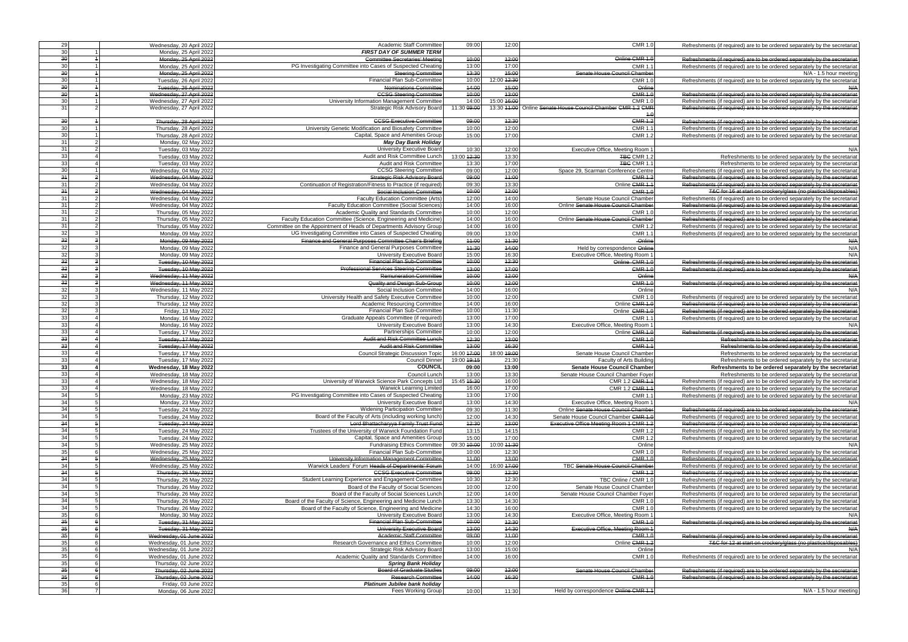| | | | | | | | |
|---|---|---|---|---|---|---|---|
| 29 | | Wednesday, 20 April 2022 | Academic Staff Committee | 09:00 | 12:00 | CMR 1.0 | Refreshments (if required) are to be ordered separately by the secretariat |
| 30 | 1 | Monday, 25 April 2022 | ***FIRST DAY OF SUMMER TERM*** | | | | |
| ~~30~~ | ~~1~~ | ~~Monday, 25 April 2022~~ | ~~Committee Secretaries' Meeting~~ | ~~10:00~~ | ~~12:00~~ | ~~Online CMR 1.0~~ | ~~Refreshments (if required) are to be ordered separately by the secretariat~~ |
| 30 | 1 | Monday, 25 April 2022 | PG Investigating Committee into Cases of Suspected Cheating | 13:00 | 17:00 | CMR 1.1 | Refreshments (if required) are to be ordered separately by the secretariat |
| ~~30~~ | ~~1~~ | ~~Monday, 25 April 2022~~ | ~~Steering Committee~~ | ~~13:30~~ | ~~15:00~~ | ~~Senate House Council Chamber~~ | N/A - 1.5 hour meeting |
| 30 | 1 | Tuesday, 26 April 2022 | Financial Plan Sub-Committee | 10:00 | 12:00 ~~12:30~~ | CMR 1.0 | Refreshments (if required) are to be ordered separately by the secretariat |
| ~~30~~ | ~~1~~ | ~~Tuesday, 26 April 2022~~ | ~~Nominations Committee~~ | ~~14:00~~ | ~~15:00~~ | ~~Online~~ | ~~N/A~~ |
| ~~30~~ | ~~1~~ | ~~Wednesday, 27 April 2022~~ | ~~CCSG Steering Committee~~ | ~~10:00~~ | ~~13:00~~ | ~~CMR 1.0~~ | ~~Refreshments (if required) are to be ordered separately by the secretariat~~ |
| 30 | 1 | Wednesday, 27 April 2022 | University Information Management Committee | 14:00 | 15:00 ~~16:00~~ | CMR 1.0 | Refreshments (if required) are to be ordered separately by the secretariat |
| 31 | 2 | Wednesday, 27 April 2022 | Strategic Risk Advisory Board | 11:30 ~~09:00~~ | 13:30 ~~11:00~~ | Online ~~Senate House Council Chamber CMR 1.2 CMR 1.0~~ | ~~Refreshments (if required) are to be ordered separately by the secretariat~~ |
| ~~30~~ | ~~1~~ | ~~Thursday, 28 April 2022~~ | ~~CCSG Executive Committee~~ | ~~09:00~~ | ~~12:30~~ | ~~CMR 1.2~~ | ~~Refreshments (if required) are to be ordered separately by the secretariat~~ |
| 30 | 1 | Thursday, 28 April 2022 | University Genetic Modification and Biosafety Committee | 10:00 | 12:00 | CMR 1.1 | Refreshments (if required) are to be ordered separately by the secretariat |
| 30 | 1 | Thursday, 28 April 2022 | Capital, Space and Amenities Group | 15:00 | 17:00 | CMR 1.2 | Refreshments (if required) are to be ordered separately by the secretariat |
| 31 | 2 | Monday, 02 May 2022 | ***May Day Bank Holiday*** | | | | |
| 31 | 2 | Tuesday, 03 May 2022 | University Executive Board | 10:30 | 12:00 | Executive Office, Meeting Room 1 | N/A |
| 33 | 4 | Tuesday, 03 May 2022 | Audit and Risk Committee Lunch | 13:00 ~~12:30~~ | 13:30 | ~~TBC~~ CMR 1.2 | Refreshments to be ordered separately by the secretariat |
| 33 | 4 | Tuesday, 03 May 2022 | Audit and Risk Committee | 13:30 | 17:00 | ~~TBC~~ CMR 1.1 | Refreshments to be ordered separately by the secretariat |
| 30 | 1 | Wednesday, 04 May 2022 | CCSG Steering Committee | 09:00 | 12:00 | Space 29, Scarman Conference Centre | Refreshments (if required) are to be ordered separately by the secretariat |
| ~~31~~ | ~~2~~ | ~~Wednesday, 04 May 2022~~ | ~~Strategic Risk Advisory Board~~ | ~~09:00~~ | ~~11:00~~ | ~~CMR 1.2~~ | ~~Refreshments (if required) are to be ordered separately by the secretariat~~ |
| 31 | 2 | Wednesday, 04 May 2022 | Continuation of Registration/Fitness to Practice (if required) | 09:30 | 13:30 | Online ~~CMR 1.1~~ | ~~Refreshments (if required) are to be ordered separately by the secretariat~~ |
| ~~31~~ | ~~2~~ | ~~Wednesday, 04 May 2022~~ | ~~Social Inclusion Committee~~ | ~~10:00~~ | ~~12:00~~ | ~~CMR 1.0~~ | ~~T&C for 16 at start on crockery/glass (no plastics/disposables)~~ |
| 31 | 2 | Wednesday, 04 May 2022 | Faculty Education Committee (Arts) | 12:00 | 14:00 | Senate House Council Chamber | Refreshments (if required) are to be ordered separately by the secretariat |
| 31 | 2 | Wednesday, 04 May 2022 | Faculty Education Committee (Social Sciences) | 14:00 | 16:00 | Online ~~Senate House Council Chamber~~ | ~~Refreshments (if required) are to be ordered separately by the secretariat~~ |
| 31 | 2 | Thursday, 05 May 2022 | Academic Quality and Standards Committee | 10:00 | 12:00 | CMR 1.0 | Refreshments (if required) are to be ordered separately by the secretariat |
| 31 | 2 | Thursday, 05 May 2022 | Faculty Education Committee (Science, Engineering and Medicine) | 14:00 | 16:00 | Online ~~Senate House Council Chamber~~ | ~~Refreshments (if required) are to be ordered separately by the secretariat~~ |
| 31 | 2 | Thursday, 05 May 2022 | Committee on the Appointment of Heads of Departments Advisory Group | 14:00 | 16:00 | CMR 1.2 | Refreshments (if required) are to be ordered separately by the secretariat |
| 32 | 3 | Monday, 09 May 2022 | UG Investigating Committee into Cases of Suspected Cheating | 09:00 | 13:00 | CMR 1.1 | Refreshments (if required) are to be ordered separately by the secretariat |
| ~~32~~ | ~~3~~ | ~~Monday, 09 May 2022~~ | ~~Finance and General Purposes Committee Chair's Briefing~~ | ~~11:00~~ | ~~11:30~~ | ~~Online~~ | ~~N/A~~ |
| 32 | 3 | Monday, 09 May 2022 | Finance and General Purposes Committee | ~~11:30~~ | ~~14:00~~ | Held by correspondence ~~Online~~ | N/A |
| 32 | 3 | Monday, 09 May 2022 | University Executive Board | 15:00 | 16:30 | Executive Office, Meeting Room 1 | N/A |
| ~~32~~ | ~~3~~ | ~~Tuesday, 10 May 2022~~ | ~~Financial Plan Sub-Committee~~ | ~~10:00~~ | ~~12:30~~ | ~~Online CMR 1.0~~ | ~~Refreshments (if required) are to be ordered separately by the secretariat~~ |
| ~~32~~ | ~~3~~ | ~~Tuesday, 10 May 2022~~ | ~~Professional Services Steering Committee~~ | ~~13:00~~ | ~~17:00~~ | ~~CMR 1.0~~ | ~~Refreshments (if required) are to be ordered separately by the secretariat~~ |
| ~~32~~ | ~~3~~ | ~~Wednesday, 11 May 2022~~ | ~~Remuneration Committee~~ | ~~10:00~~ | ~~12:00~~ | ~~Online~~ | ~~N/A~~ |
| ~~32~~ | ~~3~~ | ~~Wednesday, 11 May 2022~~ | ~~Quality and Design Sub-Group~~ | ~~10:00~~ | ~~12:00~~ | ~~CMR 1.0~~ | ~~Refreshments (if required) are to be ordered separately by the secretariat~~ |
| 32 | 3 | Wednesday, 11 May 2022 | Social Inclusion Committee | 14:00 | 16:00 | Online | N/A |
| 32 | 3 | Thursday, 12 May 2022 | University Health and Safety Executive Committee | 10:00 | 12:00 | CMR 1.0 | Refreshments (if required) are to be ordered separately by the secretariat |
| 32 | 3 | Thursday, 12 May 2022 | Academic Resourcing Committee | 14:00 | 16:00 | Online ~~CMR 1.0~~ | ~~Refreshments (if required) are to be ordered separately by the secretariat~~ |
| 32 | 3 | Friday, 13 May 2022 | Financial Plan Sub-Committee | 10:00 | 11:30 | Online ~~CMR 1.0~~ | ~~Refreshments (if required) are to be ordered separately by the secretariat~~ |
| 33 | 4 | Monday, 16 May 2022 | Graduate Appeals Committee (if required) | 13:00 | 17:00 | CMR 1.1 | Refreshments (if required) are to be ordered separately by the secretariat |
| 33 | 4 | Monday, 16 May 2022 | University Executive Board | 13:00 | 14:30 | Executive Office, Meeting Room 1 | N/A |
| 33 | 4 | Tuesday, 17 May 2022 | Partnerships Committee | 10:00 | 12:00 | Online ~~CMR 1.0~~ | ~~Refreshments (if required) are to be ordered separately by the secretariat~~ |
| ~~33~~ | ~~4~~ | ~~Tuesday, 17 May 2022~~ | ~~Audit and Risk Committee Lunch~~ | ~~12:30~~ | ~~13:00~~ | ~~CMR 1.0~~ | ~~Refreshments to be ordered separately by the secretariat~~ |
| ~~33~~ | ~~4~~ | ~~Tuesday, 17 May 2022~~ | ~~Audit and Risk Committee~~ | ~~13:00~~ | ~~16:30~~ | ~~CMR 1.1~~ | ~~Refreshments to be ordered separately by the secretariat~~ |
| 33 | 4 | Tuesday, 17 May 2022 | Council Strategic Discussion Topic | 16:00 ~~17:00~~ | 18:00 ~~19:00~~ | Senate House Council Chamber | Refreshments to be ordered separately by the secretariat |
| 33 | 4 | Tuesday, 17 May 2022 | Council Dinner | 19:00 ~~19:15~~ | 21:30 | Faculty of Arts Building | Refreshments to be ordered separately by the secretariat |
| **33** | **4** | **Wednesday, 18 May 2022** | **COUNCIL** | **09:00** | **13:00** | **Senate House Council Chamber** | **Refreshments to be ordered separately by the secretariat** |
| 33 | 4 | Wednesday, 18 May 2022 | Council Lunch | 13:00 | 13:30 | Senate House Council Chamber Foyer | Refreshments to be ordered separately by the secretariat |
| 33 | 4 | Wednesday, 18 May 2022 | University of Warwick Science Park Concepts Ltd | 15:45 ~~15:30~~ | 16:00 | CMR 1.2 ~~CMR 1.1~~ | Refreshments (if required) are to be ordered separately by the secretariat |
| 33 | 4 | Wednesday, 18 May 2022 | Warwick Learning Limited | 16:00 | 17:00 | CMR 1.2 ~~CMR 1.1~~ | Refreshments (if required) are to be ordered separately by the secretariat |
| 34 | 5 | Monday, 23 May 2022 | PG Investigating Committee into Cases of Suspected Cheating | 13:00 | 17:00 | CMR 1.1 | Refreshments (if required) are to be ordered separately by the secretariat |
| 34 | 5 | Monday, 23 May 2022 | University Executive Board | 13:00 | 14:30 | Executive Office, Meeting Room 1 | N/A |
| 34 | 5 | Tuesday, 24 May 2022 | Widening Participation Committee | 09:30 | 11:30 | Online ~~Senate House Council Chamber~~ | ~~Refreshments (if required) are to be ordered separately by the secretariat~~ |
| 34 | 5 | Tuesday, 24 May 2022 | Board of the Faculty of Arts (including working lunch) | 12:00 | 14:30 | Senate House Council Chamber ~~CMR 1.0~~ | Refreshments (if required) are to be ordered separately by the secretariat |
| ~~34~~ | ~~5~~ | ~~Tuesday, 24 May 2022~~ | ~~Lord Bhattacharyya Family Trust Fund~~ | ~~12:30~~ | ~~13:00~~ | ~~Executive Office Meeting Room 1 CMR 1.2~~ | ~~Refreshments (if required) are to be ordered separately by the secretariat~~ |
| 34 | 5 | Tuesday, 24 May 2022 | Trustees of the University of Warwick Foundation Fund | 13:15 | 14:15 | CMR 1.2 | Refreshments (if required) are to be ordered separately by the secretariat |
| 34 | 5 | Tuesday, 24 May 2022 | Capital, Space and Amenities Group | 15:00 | 17:00 | CMR 1.2 | Refreshments (if required) are to be ordered separately by the secretariat |
| 34 | 5 | Wednesday, 25 May 2022 | Fundraising Ethics Committee | 09:30 ~~10:00~~ | 10:00 ~~11:30~~ | Online | N/A |
| 35 | 6 | Wednesday, 25 May 2022 | Financial Plan Sub-Committee | 10:00 | 12:30 | CMR 1.0 | Refreshments (if required) are to be ordered separately by the secretariat |
| ~~34~~ | ~~5~~ | ~~Wednesday, 25 May 2022~~ | ~~University Information Management Committee~~ | ~~11:00~~ | ~~13:00~~ | ~~CMR 1.0~~ | ~~Refreshments (if required) are to be ordered separately by the secretariat~~ |
| 34 | 5 | Wednesday, 25 May 2022 | Warwick Leaders' Forum ~~Heads of Departments' Forum~~ | 14:00 | 16:00 ~~17:00~~ | TBC ~~Senate House Council Chamber~~ | Refreshments (if required) are to be ordered separately by the secretariat |
| ~~34~~ | ~~5~~ | ~~Thursday, 26 May 2022~~ | ~~CCSG Executive Committee~~ | ~~09:00~~ | ~~12:30~~ | ~~CMR 1.2~~ | ~~Refreshments (if required) are to be ordered separately by the secretariat~~ |
| 34 | 5 | Thursday, 26 May 2022 | Student Learning Experience and Engagement Committee | 10:30 | 12:30 | TBC Online / CMR 1.0 | Refreshments (if required) are to be ordered separately by the secretariat |
| 34 | 5 | Thursday, 26 May 2022 | Board of the Faculty of Social Sciences | 10:00 | 12:00 | Senate House Council Chamber | Refreshments (if required) are to be ordered separately by the secretariat |
| 34 | 5 | Thursday, 26 May 2022 | Board of the Faculty of Social Sciences Lunch | 12:00 | 14:00 | Senate House Council Chamber Foyer | Refreshments (if required) are to be ordered separately by the secretariat |
| 34 | 5 | Thursday, 26 May 2022 | Board of the Faculty of Science, Engineering and Medicine Lunch | 13:30 | 14:30 | CMR 1.0 | Refreshments (if required) are to be ordered separately by the secretariat |
| 34 | 5 | Thursday, 26 May 2022 | Board of the Faculty of Science, Engineering and Medicine | 14:30 | 16:00 | CMR 1.0 | Refreshments (if required) are to be ordered separately by the secretariat |
| 35 | 6 | Monday, 30 May 2022 | University Executive Board | 13:00 | 14:30 | Executive Office, Meeting Room 1 | N/A |
| ~~35~~ | ~~6~~ | ~~Tuesday, 31 May 2022~~ | ~~Financial Plan Sub-Committee~~ | ~~10:00~~ | ~~12:30~~ | ~~CMR 1.0~~ | ~~Refreshments (if required) are to be ordered separately by the secretariat~~ |
| ~~35~~ | ~~6~~ | ~~Tuesday, 31 May 2022~~ | ~~University Executive Board~~ | ~~13:00~~ | ~~14:30~~ | ~~Executive Office, Meeting Room 1~~ | ~~N/A~~ |
| ~~35~~ | ~~6~~ | ~~Wednesday, 01 June 2022~~ | ~~Academic Staff Committee~~ | ~~09:00~~ | ~~11:00~~ | ~~CMR 1.0~~ | ~~Refreshments (if required) are to be ordered separately by the secretariat~~ |
| 35 | 6 | Wednesday, 01 June 2022 | Research Governance and Ethics Committee | 10:00 | 12:00 | Online ~~CMR 1.2~~ | ~~T&C for 12 at start on crockery/glass (no plastics/disposables)~~ |
| 35 | 6 | Wednesday, 01 June 2022 | Strategic Risk Advisory Board | 13:00 | 15:00 | Online | N/A |
| 35 | 6 | Wednesday, 01 June 2022 | Academic Quality and Standards Committee | 14:00 | 16:00 | CMR 1.0 | Refreshments (if required) are to be ordered separately by the secretariat |
| 35 | 6 | Thursday, 02 June 2022 | ***Spring Bank Holiday*** | | | | |
| ~~35~~ | ~~6~~ | ~~Thursday, 02 June 2022~~ | ~~Board of Graduate Studies~~ | ~~09:00~~ | ~~12:00~~ | ~~Senate House Council Chamber~~ | ~~Refreshments (if required) are to be ordered separately by the secretariat~~ |
| ~~35~~ | ~~6~~ | ~~Thursday, 02 June 2022~~ | ~~Research Committee~~ | ~~14:00~~ | ~~16:30~~ | ~~CMR 1.0~~ | ~~Refreshments (if required) are to be ordered separately by the secretariat~~ |
| 35 | 6 | Friday, 03 June 2022 | ***Platinum Jubilee bank holiday*** | | | | |
| 36 | 7 | Monday, 06 June 2022 | Fees Working Group | 10:00 | 11:30 | Held by correspondence ~~Online CMR 1.1~~ | N/A - 1.5 hour meeting |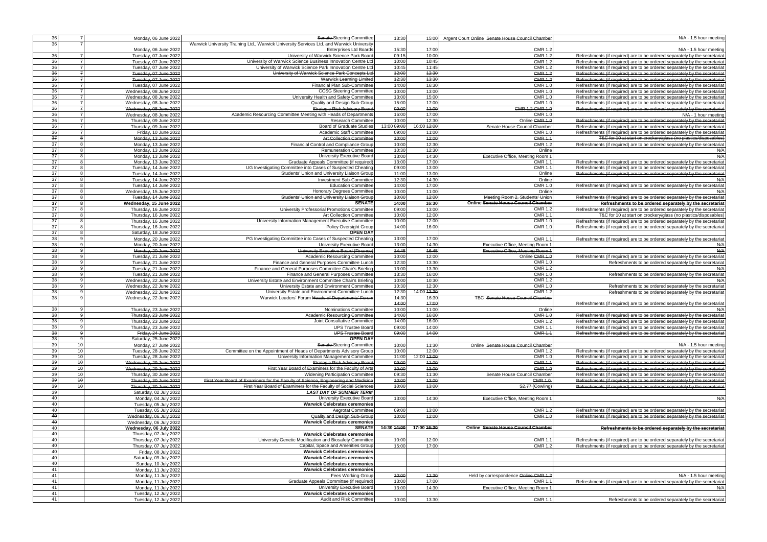| | | | | | | | |
|---|---|---|---|---|---|---|---|
| 36 | 7 | Monday, 06 June 2022 | Senate Steering Committee | 13:30 | 15:00 | Argent Court Online Senate House Council Chamber | N/A - 1.5 hour meeting |
| 36 | 7 | Monday, 06 June 2022 | Warwick University Training Ltd., Warwick University Services Ltd. and Warwick University Enterprises Ltd Boards | 15:30 | 17:00 | CMR 1.2 | N/A - 1.5 hour meeting |
| 36 | 7 | Tuesday, 07 June 2022 | University of Warwick Science Park Board | 09:15 | 10:00 | CMR 1.2 | Refreshments (if required) are to be ordered separately by the secretariat |
| 36 | 7 | Tuesday, 07 June 2022 | University of Warwick Science Business Innovation Centre Ltd | 10:00 | 10:45 | CMR 1.2 | Refreshments (if required) are to be ordered separately by the secretariat |
| 36 | 7 | Tuesday, 07 June 2022 | University of Warwick Science Park Innovation Centre Ltd | 10:45 | 11:45 | CMR 1.2 | Refreshments (if required) are to be ordered separately by the secretariat |
| 36 | 7 | Tuesday, 07 June 2022 | University of Warwick Science Park Concepts Ltd | 12:00 | 12:30 | CMR 1.2 | Refreshments (if required) are to be ordered separately by the secretariat |
| 36 | 7 | Tuesday, 07 June 2022 | Warwick Learning Limited | 12:30 | 13:30 | CMR 1.2 | Refreshments (if required) are to be ordered separately by the secretariat |
| 36 | 7 | Tuesday, 07 June 2022 | Financial Plan Sub-Committee | 14:00 | 16:30 | CMR 1.0 | Refreshments (if required) are to be ordered separately by the secretariat |
| 36 | 7 | Wednesday, 08 June 2022 | CCSG Steering Committee | 10:00 | 13:00 | CMR 1.0 | Refreshments (if required) are to be ordered separately by the secretariat |
| 36 | 7 | Wednesday, 08 June 2022 | University Health and Safety Committee | 13:00 | 15:00 | CMR 1.0 | Refreshments (if required) are to be ordered separately by the secretariat |
| 36 | 7 | Wednesday, 08 June 2022 | Quality and Design Sub-Group | 15:00 | 17:00 | CMR 1.0 | Refreshments (if required) are to be ordered separately by the secretariat |
| 36 | 7 | Wednesday, 08 June 2022 | Strategic Risk Advisory Board | 09:00 | 11:00 | CMR 1.2 CMR 1.0 | Refreshments (if required) are to be ordered separately by the secretariat |
| 36 | 7 | Wednesday, 08 June 2022 | Academic Resourcing Committee Meeting with Heads of Departments | 16:00 | 17:00 | CMR 1.0 | N/A - 1 hour meeting |
| 36 | 7 | Thursday, 09 June 2022 | Research Committee | 10:00 | 12:30 | Online CMR 1.0 | Refreshments (if required) are to be ordered separately by the secretariat |
| 36 | 7 | Thursday, 09 June 2022 | Board of Graduate Studies | 13:00 09:00 | 16:00 12:00 | Senate House Council Chamber | Refreshments (if required) are to be ordered separately by the secretariat |
| 36 | 7 | Friday, 10 June 2022 | Academic Staff Committee | 09:00 | 11:00 | CMR 1.0 | Refreshments (if required) are to be ordered separately by the secretariat |
| 37 | 8 | Monday, 13 June 2022 | Art Collection Committee | 10:00 | 12:00 | CMR 1.1 | T&C for 10 at start on crockery/glass (no plastics/disposables) |
| 37 | 8 | Monday, 13 June 2022 | Financial Control and Compliance Group | 10:00 | 12:30 | CMR 1.2 | Refreshments (if required) are to be ordered separately by the secretariat |
| 37 | 8 | Monday, 13 June 2022 | Remuneration Committee | 10:30 | 12:30 | Online | N/A |
| 37 | 8 | Monday, 13 June 2022 | University Executive Board | 13:00 | 14:30 | Executive Office, Meeting Room 1 | N/A |
| 37 | 8 | Monday, 13 June 2022 | Graduate Appeals Committee (if required) | 13:00 | 17:00 | CMR 1.1 | Refreshments (if required) are to be ordered separately by the secretariat |
| 37 | 8 | Tuesday, 14 June 2022 | UG Investigating Committee into Cases of Suspected Cheating | 09:00 | 13:00 | CMR 1.1 | Refreshments (if required) are to be ordered separately by the secretariat |
| 37 | 8 | Tuesday, 14 June 2022 | Students' Union and University Liaison Group | 11:00 | 13:00 | Online | Refreshments (if required) are to be ordered separately by the secretariat |
| 37 | 8 | Tuesday, 14 June 2022 | Investment Sub-Committee | 12:30 | 14:30 | Online | N/A |
| 37 | 8 | Tuesday, 14 June 2022 | Education Committee | 14:00 | 17:00 | CMR 1.0 | Refreshments (if required) are to be ordered separately by the secretariat |
| 37 | 8 | Wednesday, 15 June 2022 | Honorary Degrees Committee | 10:00 | 11:00 | Online | N/A |
| 37 | 8 | Tuesday, 14 June 2022 | Students' Union and University Liaison Group | 10:00 | 12:00 | Meeting Room 2, Students' Union | Refreshments (if required) are to be ordered separately by the secretariat |
| **37** | **8** | **Wednesday, 15 June 2022** | **SENATE** | **14:00** | **16:30** | **Online Senate House Council Chamber** | **Refreshments to be ordered separately by the secretariat** |
| 37 | 8 | Thursday, 16 June 2022 | University Professorial Promotions Committee | 09:00 | 13:00 | CMR 1.2 | Refreshments (if required) are to be ordered separately by the secretariat |
| 37 | 8 | Thursday, 16 June 2022 | Art Collection Committee | 10:00 | 12:00 | CMR 1.1 | T&C for 10 at start on crockery/glass (no plastics/disposables) |
| 37 | 8 | Thursday, 16 June 2022 | University Information Management Executive Committee | 10:00 | 12:00 | CMR 1.0 | Refreshments (if required) are to be ordered separately by the secretariat |
| 37 | 8 | Thursday, 16 June 2022 | Policy Oversight Group | 14:00 | 16:00 | CMR 1.0 | Refreshments (if required) are to be ordered separately by the secretariat |
| 37 | 8 | Saturday, 18 June 2022 | **OPEN DAY** | | | | |
| 38 | 9 | Monday, 20 June 2022 | PG Investigating Committee into Cases of Suspected Cheating | 13:00 | 17:00 | CMR 1.1 | Refreshments (if required) are to be ordered separately by the secretariat |
| 38 | 9 | Monday, 20 June 2022 | University Executive Board | 13:00 | 14:30 | Executive Office, Meeting Room 1 | N/A |
| 38 | 9 | Monday, 20 June 2022 | University Executive Board (Finance) | 14:45 | 16:45 | Executive Office, Meeting Room 1 | N/A |
| 38 | 9 | Tuesday, 21 June 2022 | Academic Resourcing Committee | 10:00 | 12:00 | Online CMR 1.0 | Refreshments (if required) are to be ordered separately by the secretariat |
| 38 | 9 | Tuesday, 21 June 2022 | Finance and General Purposes Committee Lunch | 12:30 | 13:30 | CMR 1.0 | Refreshments to be ordered separately by the secretariat |
| 38 | 9 | Tuesday, 21 June 2022 | Finance and General Purposes Committee Chair's Briefing | 13:00 | 13:30 | CMR 1.2 | N/A |
| 38 | 9 | Tuesday, 21 June 2022 | Finance and General Purposes Committee | 13:30 | 16:00 | CMR 1.0 | Refreshments to be ordered separately by the secretariat |
| 38 | 9 | Wednesday, 22 June 2022 | University Estate and Environment Committee Chair's Briefing | 10:00 | 10:30 | CMR 1.2 | N/A |
| 38 | 9 | Wednesday, 22 June 2022 | University Estate and Environment Committee | 10:30 | 12:30 | CMR 1.0 | Refreshments to be ordered separately by the secretariat |
| 38 | 9 | Wednesday, 22 June 2022 | University Estate and Environment Committee Lunch | 12:30 | 14:00 13:30 | CMR 1.2 | Refreshments to be ordered separately by the secretariat |
| 38 | 9 | Wednesday, 22 June 2022 | Warwick Leaders' Forum Heads of Departments' Forum | 14:30 14:00 | 16:30 17:00 | TBC Senate House Council Chamber | Refreshments (if required) are to be ordered separately by the secretariat |
| 38 | 9 | Thursday, 23 June 2022 | Nominations Committee | 10:00 | 11:00 | Online | N/A |
| 38 | 9 | Thursday, 23 June 2022 | Academic Resourcing Committee | 14:00 | 16:00 | CMR 1.0 | Refreshments (if required) are to be ordered separately by the secretariat |
| 38 | 9 | Thursday, 23 June 2022 | Joint Consultative Committee | 14:00 | 16:00 | CMR 1.2 | Refreshments (if required) are to be ordered separately by the secretariat |
| 38 | 9 | Thursday, 23 June 2022 | UPS Trustee Board | 09:00 | 14:00 | CMR 1.1 | Refreshments (if required) are to be ordered separately by the secretariat |
| 38 | 9 | Friday, 24 June 2022 | UPS Trustee Board | 09:00 | 14:00 | CMR 1.1 | Refreshments (if required) are to be ordered separately by the secretariat |
| 38 | 9 | Saturday, 25 June 2022 | **OPEN DAY** | | | | |
| 39 | 10 | Monday, 27 June 2022 | Senate Steering Committee | 10:00 | 11:30 | Online Senate House Council Chamber | N/A - 1.5 hour meeting |
| 39 | 10 | Tuesday, 28 June 2022 | Committee on the Appointment of Heads of Departments Advisory Group | 10:00 | 12:00 | CMR 1.2 | Refreshments (if required) are to be ordered separately by the secretariat |
| 39 | 10 | Tuesday, 28 June 2022 | University Information Management Committee | 11:00 | 12:00 13:00 | CMR 1.0 | Refreshments (if required) are to be ordered separately by the secretariat |
| 39 | 10 | Wednesday, 29 June 2022 | Strategic Risk Advisory Board | 09:00 | 11:00 | CMR 1.1 | Refreshments (if required) are to be ordered separately by the secretariat |
| 39 | 10 | Wednesday, 29 June 2022 | First Year Board of Examiners for the Faculty of Arts | 10:00 | 13:00 | CMR 1.0 | Refreshments (if required) are to be ordered separately by the secretariat |
| 39 | 10 | Thursday, 30 June 2022 | Widening Participation Committee | 09:30 | 11:30 | Senate House Council Chamber | Refreshments (if required) are to be ordered separately by the secretariat |
| 39 | 10 | Thursday, 30 June 2022 | First Year Board of Examiners for the Faculty of Science, Engineering and Medicine | 10:00 | 13:00 | CMR 1.0 | Refreshments (if required) are to be ordered separately by the secretariat |
| 39 | 10 | Thursday, 30 June 2022 | First Year Board of Examiners for the Faculty of Social Sciences | 10:00 | 13:00 | S2.77 (Cowling) | Refreshments (if required) are to be ordered separately by the secretariat |
| 39 | | Saturday, 02 July 2022 | ***LAST DAY OF SUMMER TERM*** | | | | |
| 40 | | Monday, 04 July 2022 | University Executive Board | 13:00 | 14:30 | Executive Office, Meeting Room 1 | N/A |
| 40 | | Tuesday, 05 July 2022 | **Warwick Celebrates ceremonies** | | | | |
| 40 | | Tuesday, 05 July 2022 | Aegrotat Committee | 09:00 | 13:00 | CMR 1.2 | Refreshments (if required) are to be ordered separately by the secretariat |
| 40 | | Wednesday, 06 July 2022 | Quality and Design Sub-Group | 10:00 | 12:00 | CMR 1.0 | Refreshments (if required) are to be ordered separately by the secretariat |
| 40 | | Wednesday, 06 July 2022 | **Warwick Celebrates ceremonies** | | | | |
| **40** | | **Wednesday, 06 July 2022** | **SENATE** | **14:30 14:00** | **17:00 16:30** | **Online Senate House Council Chamber** | **Refreshments to be ordered separately by the secretariat** |
| 40 | | Thursday, 07 July 2022 | **Warwick Celebrates ceremonies** | | | | |
| 40 | | Thursday, 07 July 2022 | University Genetic Modification and Biosafety Committee | 10:00 | 12:00 | CMR 1.1 | Refreshments (if required) are to be ordered separately by the secretariat |
| 40 | | Thursday, 07 July 2022 | Capital, Space and Amenities Group | 15:00 | 17:00 | CMR 1.2 | Refreshments (if required) are to be ordered separately by the secretariat |
| 40 | | Friday, 08 July 2022 | **Warwick Celebrates ceremonies** | | | | |
| 40 | | Saturday, 09 July 2022 | **Warwick Celebrates ceremonies** | | | | |
| 40 | | Sunday, 10 July 2022 | **Warwick Celebrates ceremonies** | | | | |
| 41 | | Monday, 11 July 2022 | **Warwick Celebrates ceremonies** | | | | |
| 41 | | Monday, 11 July 2022 | Fees Working Group | 10:00 | 11:30 | Held by correspondence Online CMR 1.2 | N/A - 1.5 hour meeting |
| 41 | | Monday, 11 July 2022 | Graduate Appeals Committee (if required) | 13:00 | 17:00 | CMR 1.1 | Refreshments (if required) are to be ordered separately by the secretariat |
| 41 | | Monday, 11 July 2022 | University Executive Board | 13:00 | 14:30 | Executive Office, Meeting Room 1 | N/A |
| 41 | | Tuesday, 12 July 2022 | **Warwick Celebrates ceremonies** | | | | |
| 41 | | Tuesday, 12 July 2022 | Audit and Risk Committee | 10:00 | 13:30 | CMR 1.1 | Refreshments to be ordered separately by the secretariat |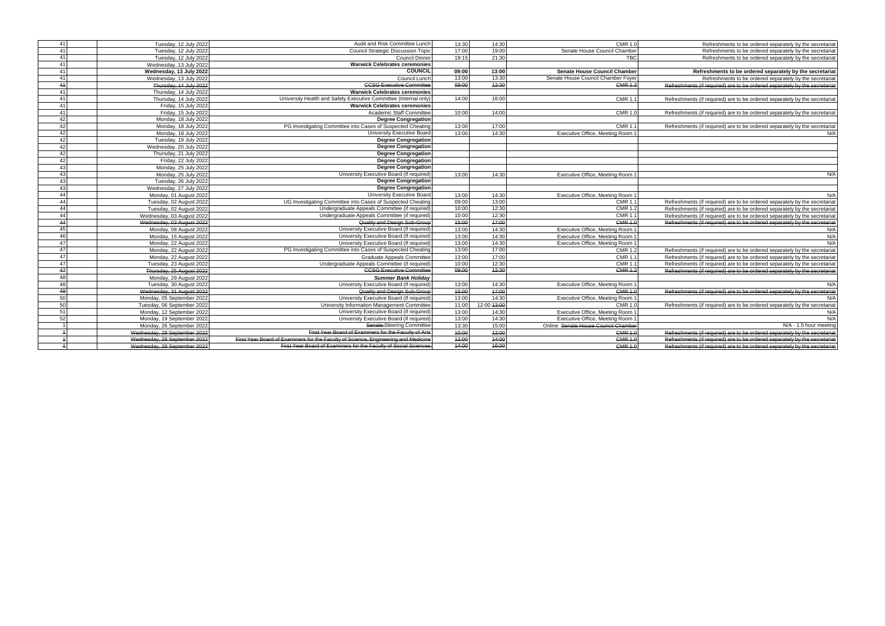| | | | | | | | |
|---|---|---|---|---|---|---|---|
| 41 | | Tuesday, 12 July 2022 | Audit and Risk Committee Lunch | 13:30 | 14:30 | CMR 1.0 | Refreshments to be ordered separately by the secretariat |
| 41 | | Tuesday, 12 July 2022 | Council Strategic Discussion Topic | 17:00 | 19:00 | Senate House Council Chamber | Refreshments to be ordered separately by the secretariat |
| 41 | | Tuesday, 12 July 2022 | Council Dinner | 19:15 | 21:30 | TBC | Refreshments to be ordered separately by the secretariat |
| 41 | | Wednesday, 13 July 2022 | **Warwick Celebrates ceremonies** | | | | |
| **41** | | **Wednesday, 13 July 2022** | **COUNCIL** | **09:00** | **13:00** | **Senate House Council Chamber** | **Refreshments to be ordered separately by the secretariat** |
| 41 | | Wednesday, 13 July 2022 | Council Lunch | 13:00 | 13:30 | Senate House Council Chamber Foyer | Refreshments to be ordered separately by the secretariat |
| ~~41~~ | | ~~Thursday, 14 July 2022~~ | ~~CCSG Executive Committee~~ | ~~09:00~~ | ~~12:30~~ | ~~CMR 1.2~~ | ~~Refreshments (if required) are to be ordered separately by the secretariat~~ |
| 41 | | Thursday, 14 July 2022 | **Warwick Celebrates ceremonies** | | | | |
| 41 | | Thursday, 14 July 2022 | University Health and Safety Executive Committee (Internal only) | 14:00 | 16:00 | CMR 1.1 | Refreshments (if required) are to be ordered separately by the secretariat |
| 41 | | Friday, 15 July 2022 | **Warwick Celebrates ceremonies** | | | | |
| 41 | | Friday, 15 July 2022 | Academic Staff Committee | 10:00 | 14:00 | CMR 1.0 | Refreshments (if required) are to be ordered separately by the secretariat |
| 42 | | Monday, 18 July 2022 | **Degree Congregation** | | | | |
| 42 | | Monday, 18 July 2022 | PG Investigating Committee into Cases of Suspected Cheating | 13:00 | 17:00 | CMR 1.1 | Refreshments (if required) are to be ordered separately by the secretariat |
| 42 | | Monday, 18 July 2022 | University Executive Board | 13:00 | 14:30 | Executive Office, Meeting Room 1 | N/A |
| 42 | | Tuesday, 19 July 2022 | **Degree Congregation** | | | | |
| 42 | | Wednesday, 20 July 2022 | **Degree Congregation** | | | | |
| 42 | | Thursday, 21 July 2022 | **Degree Congregation** | | | | |
| 42 | | Friday, 22 July 2022 | **Degree Congregation** | | | | |
| 43 | | Monday, 25 July 2022 | **Degree Congregation** | | | | |
| 43 | | Monday, 25 July 2022 | University Executive Board (If required) | 13:00 | 14:30 | Executive Office, Meeting Room 1 | N/A |
| 43 | | Tuesday, 26 July 2022 | **Degree Congregation** | | | | |
| 43 | | Wednesday, 27 July 2022 | **Degree Congregation** | | | | |
| 44 | | Monday, 01 August 2022 | University Executive Board | 13:00 | 14:30 | Executive Office, Meeting Room 1 | N/A |
| 44 | | Tuesday, 02 August 2022 | UG Investigating Committee into Cases of Suspected Cheating | 09:00 | 13:00 | CMR 1.1 | Refreshments (if required) are to be ordered separately by the secretariat |
| 44 | | Tuesday, 02 August 2022 | Undergraduate Appeals Committee (if required) | 10:00 | 12:30 | CMR 1.2 | Refreshments (if required) are to be ordered separately by the secretariat |
| 44 | | Wednesday, 03 August 2022 | Undergraduate Appeals Committee (if required) | 10:00 | 12:30 | CMR 1.1 | Refreshments (if required) are to be ordered separately by the secretariat |
| ~~44~~ | | ~~Wednesday, 03 August 2022~~ | ~~Quality and Design Sub-Group~~ | ~~15:00~~ | ~~17:00~~ | ~~CMR 1.0~~ | ~~Refreshments (if required) are to be ordered separately by the secretariat~~ |
| 45 | | Monday, 08 August 2022 | University Executive Board (If required) | 13:00 | 14:30 | Executive Office, Meeting Room 1 | N/A |
| 46 | | Monday, 15 August 2022 | University Executive Board (If required) | 13:00 | 14:30 | Executive Office, Meeting Room 1 | N/A |
| 47 | | Monday, 22 August 2022 | University Executive Board (If required) | 13:00 | 14:30 | Executive Office, Meeting Room 1 | N/A |
| 47 | | Monday, 22 August 2022 | PG Investigating Committee into Cases of Suspected Cheating | 13:00 | 17:00 | CMR 1.2 | Refreshments (if required) are to be ordered separately by the secretariat |
| 47 | | Monday, 22 August 2022 | Graduate Appeals Committee | 13:00 | 17:00 | CMR 1.1 | Refreshments (if required) are to be ordered separately by the secretariat |
| 47 | | Tuesday, 23 August 2022 | Undergraduate Appeals Committee (if required) | 10:00 | 12:30 | CMR 1.1 | Refreshments (if required) are to be ordered separately by the secretariat |
| ~~47~~ | | ~~Thursday, 25 August 2022~~ | ~~CCSG Executive Committee~~ | ~~09:00~~ | ~~12:30~~ | ~~CMR 1.2~~ | ~~Refreshments (if required) are to be ordered separately by the secretariat~~ |
| 48 | | Monday, 29 August 2022 | ***Summer Bank Holiday*** | | | | |
| 48 | | Tuesday, 30 August 2022 | University Executive Board (If required) | 13:00 | 14:30 | Executive Office, Meeting Room 1 | N/A |
| ~~49~~ | | ~~Wednesday, 31 August 2022~~ | ~~Quality and Design Sub-Group~~ | ~~15:00~~ | ~~17:00~~ | ~~CMR 1.0~~ | ~~Refreshments (if required) are to be ordered separately by the secretariat~~ |
| 50 | | Monday, 05 September 2022 | University Executive Board (If required) | 13:00 | 14:30 | Executive Office, Meeting Room 1 | N/A |
| 50 | | Tuesday, 06 September 2022 | University Information Management Committee | 11:00 | 12:00 ~~13:00~~ | CMR 1.0 | Refreshments (if required) are to be ordered separately by the secretariat |
| 51 | | Monday, 12 September 2022 | University Executive Board (If required) | 13:00 | 14:30 | Executive Office, Meeting Room 1 | N/A |
| 52 | | Monday, 19 September 2022 | University Executive Board (If required) | 13:00 | 14:30 | Executive Office, Meeting Room 1 | N/A |
| 1 | | Monday, 26 September 2022 | ~~Senate~~ Steering Committee | 13:30 | 15:00 | Online ~~Senate House Council Chamber~~ | N/A - 1.5 hour meeting |
| ~~1~~ | | ~~Wednesday, 28 September 2022~~ | ~~First Year Board of Examiners for the Faculty of Arts~~ | ~~10:00~~ | ~~12:00~~ | ~~CMR 1.0~~ | ~~Refreshments (if required) are to be ordered separately by the secretariat~~ |
| ~~1~~ | | ~~Wednesday, 28 September 2022~~ | ~~First Year Board of Examiners for the Faculty of Science, Engineering and Medicine~~ | ~~12:00~~ | ~~14:00~~ | ~~CMR 1.0~~ | ~~Refreshments (if required) are to be ordered separately by the secretariat~~ |
| ~~1~~ | | ~~Wednesday, 28 September 2022~~ | ~~First Year Board of Examiners for the Faculty of Social Sciences~~ | ~~14:00~~ | ~~16:00~~ | ~~CMR 1.0~~ | ~~Refreshments (if required) are to be ordered separately by the secretariat~~ |